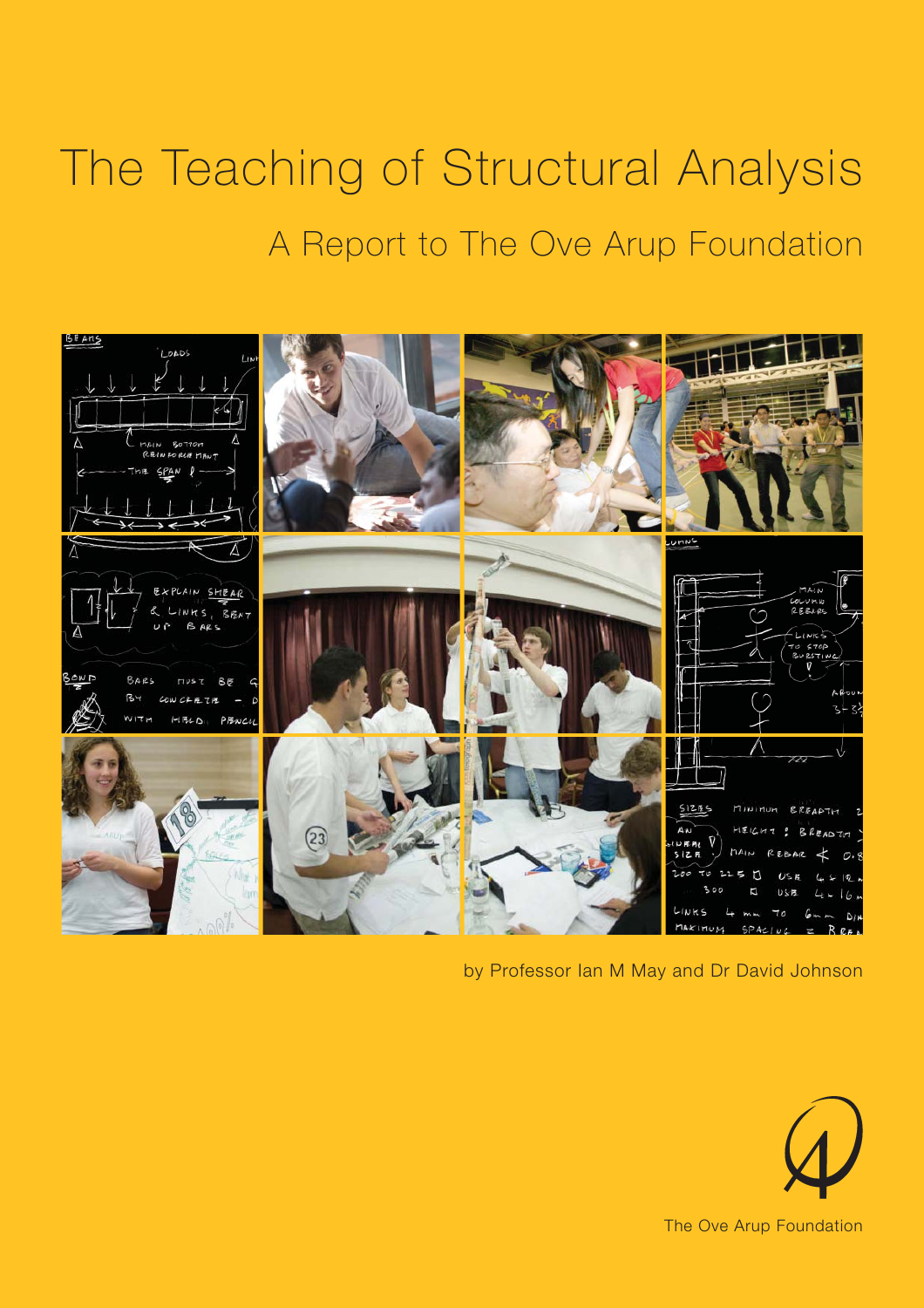# The Teaching of Structural Analysis

## A Report to The Ove Arup Foundation

by Professor Ian M May and Dr David Johnson

The Ove Arup Foundation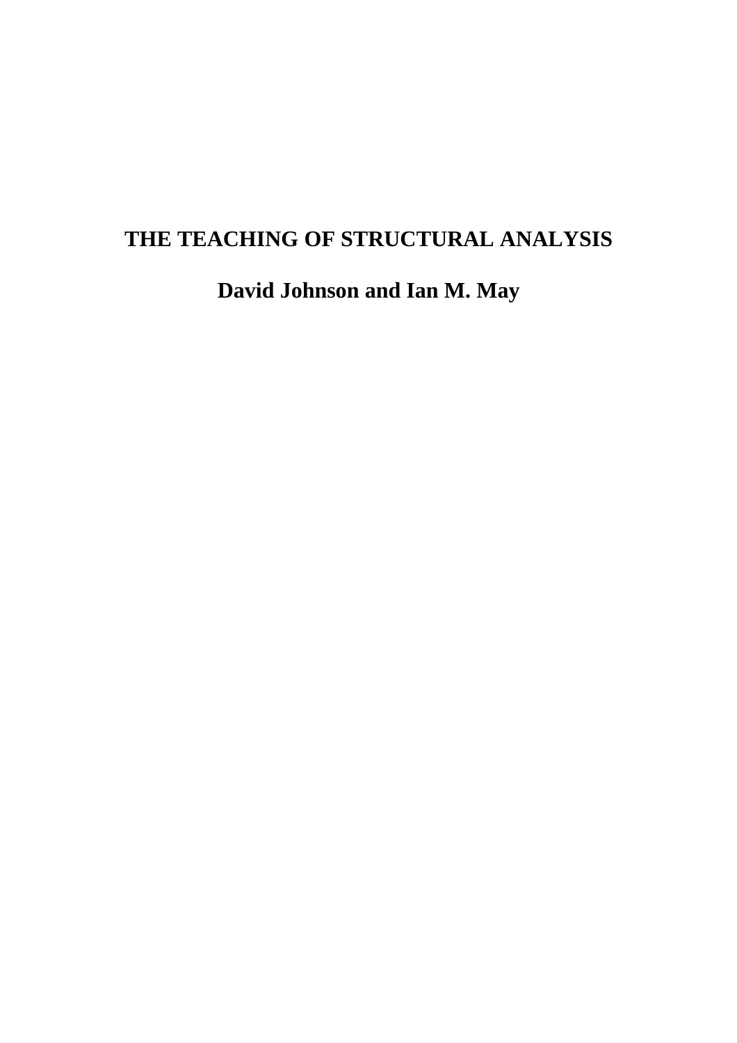# THE TEACHING OF STRUCTURAL ANALYSIS

**David Johnson and Ian M. May**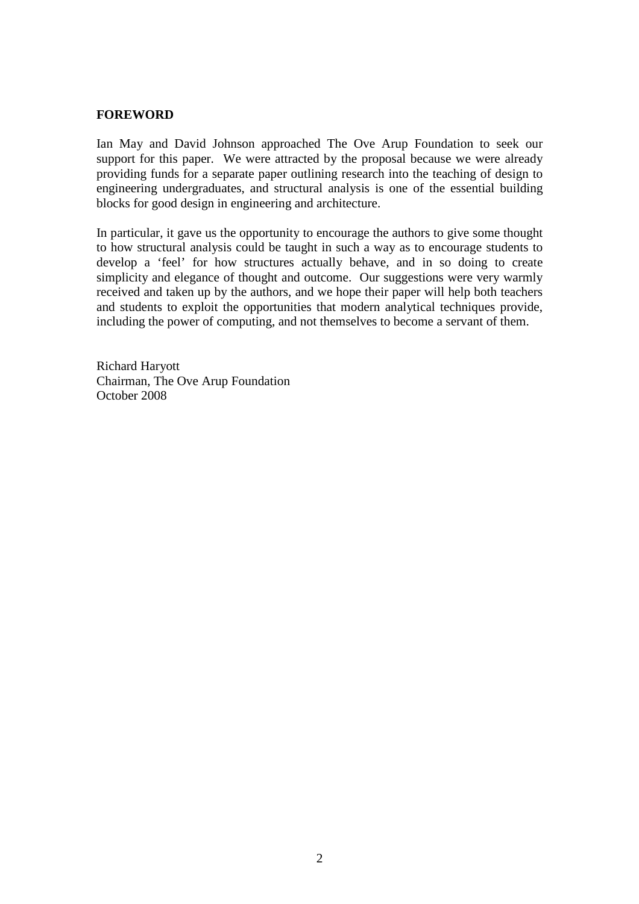## FOREWORD

Ian May and David Johnson approached The Ove Arup Foundation to seek our support for this paper. We were attracted by the proposal because we were already providing funds for a separate paper outlining research into the teaching of design to engineering undergraduates, and structural analysis is one of the essential building blocks for good design in engineering and architecture.

In particular, it gave us the opportunity to encourage the authors to give some thought to how structural analysis could be taught in such a way as to encourage students to develop a 'feel' for how structures actually behave, and in so doing to create simplicity and elegance of thought and outcome. Our suggestions were very warmly received and taken up by the authors, and we hope their paper will help both teachers and students to exploit the opportunities that modern analytical techniques provide, including the power of computing, and not themselves to become a servant of them.

Richard Haryott
Chairman, The Ove Arup Foundation
October 2008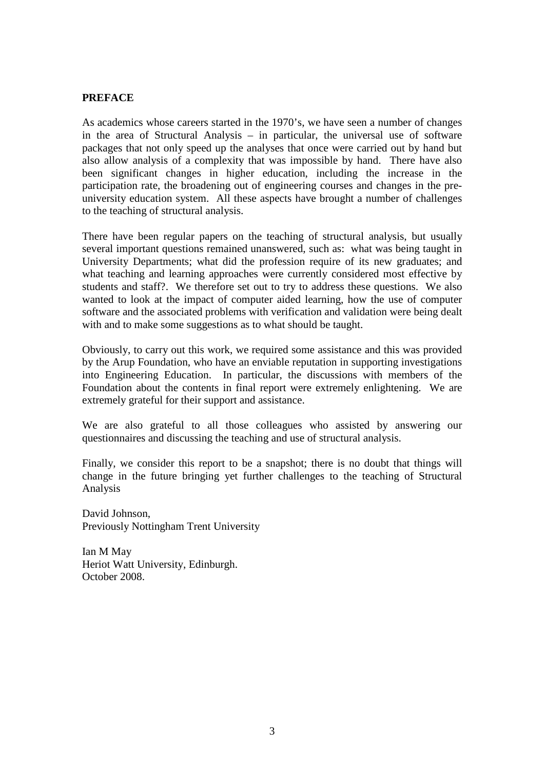**PREFACE**

As academics whose careers started in the 1970's, we have seen a number of changes in the area of Structural Analysis – in particular, the universal use of software packages that not only speed up the analyses that once were carried out by hand but also allow analysis of a complexity that was impossible by hand. There have also been significant changes in higher education, including the increase in the participation rate, the broadening out of engineering courses and changes in the pre-university education system. All these aspects have brought a number of challenges to the teaching of structural analysis.

There have been regular papers on the teaching of structural analysis, but usually several important questions remained unanswered, such as: what was being taught in University Departments; what did the profession require of its new graduates; and what teaching and learning approaches were currently considered most effective by students and staff?. We therefore set out to try to address these questions. We also wanted to look at the impact of computer aided learning, how the use of computer software and the associated problems with verification and validation were being dealt with and to make some suggestions as to what should be taught.

Obviously, to carry out this work, we required some assistance and this was provided by the Arup Foundation, who have an enviable reputation in supporting investigations into Engineering Education. In particular, the discussions with members of the Foundation about the contents in final report were extremely enlightening. We are extremely grateful for their support and assistance.

We are also grateful to all those colleagues who assisted by answering our questionnaires and discussing the teaching and use of structural analysis.

Finally, we consider this report to be a snapshot; there is no doubt that things will change in the future bringing yet further challenges to the teaching of Structural Analysis

David Johnson,
Previously Nottingham Trent University

Ian M May
Heriot Watt University, Edinburgh.
October 2008.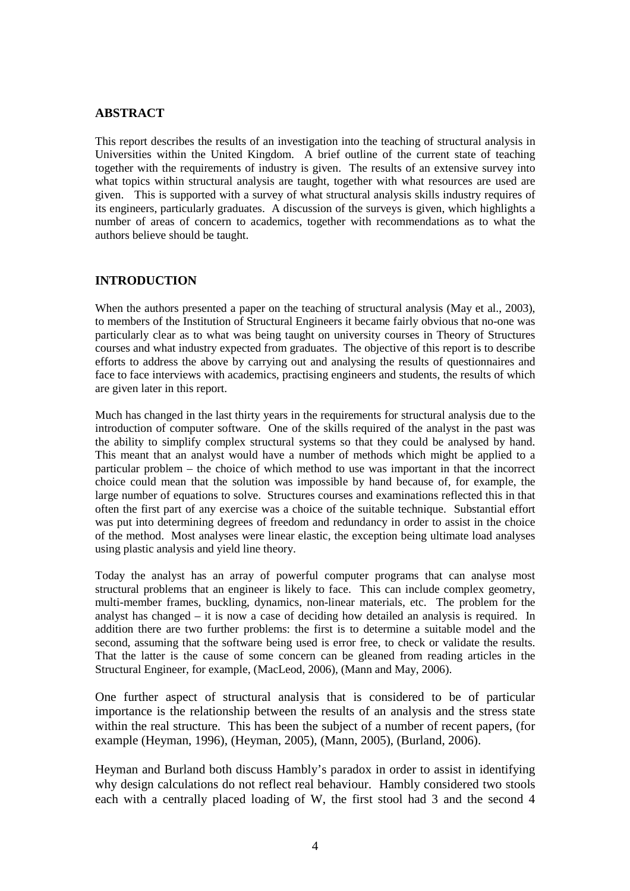## ABSTRACT

This report describes the results of an investigation into the teaching of structural analysis in Universities within the United Kingdom. A brief outline of the current state of teaching together with the requirements of industry is given. The results of an extensive survey into what topics within structural analysis are taught, together with what resources are used are given. This is supported with a survey of what structural analysis skills industry requires of its engineers, particularly graduates. A discussion of the surveys is given, which highlights a number of areas of concern to academics, together with recommendations as to what the authors believe should be taught.

## INTRODUCTION

When the authors presented a paper on the teaching of structural analysis (May et al., 2003), to members of the Institution of Structural Engineers it became fairly obvious that no-one was particularly clear as to what was being taught on university courses in Theory of Structures courses and what industry expected from graduates. The objective of this report is to describe efforts to address the above by carrying out and analysing the results of questionnaires and face to face interviews with academics, practising engineers and students, the results of which are given later in this report.

Much has changed in the last thirty years in the requirements for structural analysis due to the introduction of computer software. One of the skills required of the analyst in the past was the ability to simplify complex structural systems so that they could be analysed by hand. This meant that an analyst would have a number of methods which might be applied to a particular problem – the choice of which method to use was important in that the incorrect choice could mean that the solution was impossible by hand because of, for example, the large number of equations to solve. Structures courses and examinations reflected this in that often the first part of any exercise was a choice of the suitable technique. Substantial effort was put into determining degrees of freedom and redundancy in order to assist in the choice of the method. Most analyses were linear elastic, the exception being ultimate load analyses using plastic analysis and yield line theory.

Today the analyst has an array of powerful computer programs that can analyse most structural problems that an engineer is likely to face. This can include complex geometry, multi-member frames, buckling, dynamics, non-linear materials, etc. The problem for the analyst has changed – it is now a case of deciding how detailed an analysis is required. In addition there are two further problems: the first is to determine a suitable model and the second, assuming that the software being used is error free, to check or validate the results. That the latter is the cause of some concern can be gleaned from reading articles in the Structural Engineer, for example, (MacLeod, 2006), (Mann and May, 2006).

One further aspect of structural analysis that is considered to be of particular importance is the relationship between the results of an analysis and the stress state within the real structure. This has been the subject of a number of recent papers, (for example (Heyman, 1996), (Heyman, 2005), (Mann, 2005), (Burland, 2006).

Heyman and Burland both discuss Hambly's paradox in order to assist in identifying why design calculations do not reflect real behaviour. Hambly considered two stools each with a centrally placed loading of W, the first stool had 3 and the second 4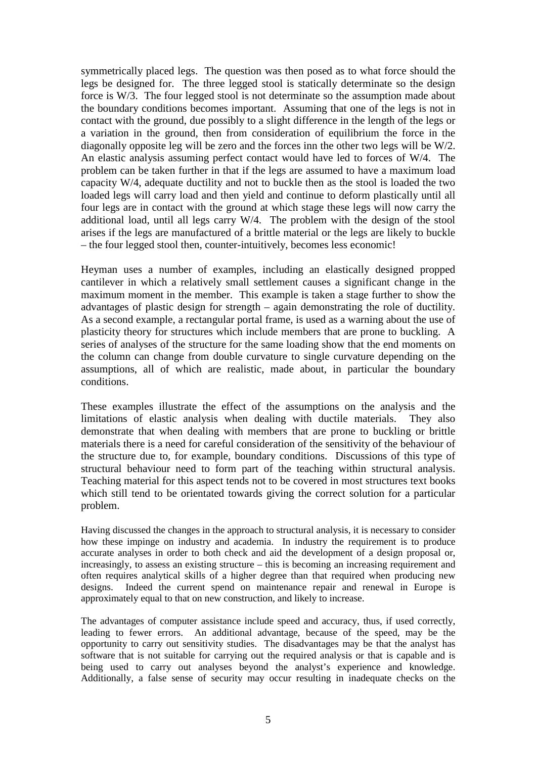symmetrically placed legs. The question was then posed as to what force should the legs be designed for. The three legged stool is statically determinate so the design force is W/3. The four legged stool is not determinate so the assumption made about the boundary conditions becomes important. Assuming that one of the legs is not in contact with the ground, due possibly to a slight difference in the length of the legs or a variation in the ground, then from consideration of equilibrium the force in the diagonally opposite leg will be zero and the forces inn the other two legs will be W/2. An elastic analysis assuming perfect contact would have led to forces of W/4. The problem can be taken further in that if the legs are assumed to have a maximum load capacity W/4, adequate ductility and not to buckle then as the stool is loaded the two loaded legs will carry load and then yield and continue to deform plastically until all four legs are in contact with the ground at which stage these legs will now carry the additional load, until all legs carry W/4. The problem with the design of the stool arises if the legs are manufactured of a brittle material or the legs are likely to buckle – the four legged stool then, counter-intuitively, becomes less economic!

Heyman uses a number of examples, including an elastically designed propped cantilever in which a relatively small settlement causes a significant change in the maximum moment in the member. This example is taken a stage further to show the advantages of plastic design for strength – again demonstrating the role of ductility. As a second example, a rectangular portal frame, is used as a warning about the use of plasticity theory for structures which include members that are prone to buckling. A series of analyses of the structure for the same loading show that the end moments on the column can change from double curvature to single curvature depending on the assumptions, all of which are realistic, made about, in particular the boundary conditions.

These examples illustrate the effect of the assumptions on the analysis and the limitations of elastic analysis when dealing with ductile materials. They also demonstrate that when dealing with members that are prone to buckling or brittle materials there is a need for careful consideration of the sensitivity of the behaviour of the structure due to, for example, boundary conditions. Discussions of this type of structural behaviour need to form part of the teaching within structural analysis. Teaching material for this aspect tends not to be covered in most structures text books which still tend to be orientated towards giving the correct solution for a particular problem.

Having discussed the changes in the approach to structural analysis, it is necessary to consider how these impinge on industry and academia. In industry the requirement is to produce accurate analyses in order to both check and aid the development of a design proposal or, increasingly, to assess an existing structure – this is becoming an increasing requirement and often requires analytical skills of a higher degree than that required when producing new designs. Indeed the current spend on maintenance repair and renewal in Europe is approximately equal to that on new construction, and likely to increase.

The advantages of computer assistance include speed and accuracy, thus, if used correctly, leading to fewer errors. An additional advantage, because of the speed, may be the opportunity to carry out sensitivity studies. The disadvantages may be that the analyst has software that is not suitable for carrying out the required analysis or that is capable and is being used to carry out analyses beyond the analyst's experience and knowledge. Additionally, a false sense of security may occur resulting in inadequate checks on the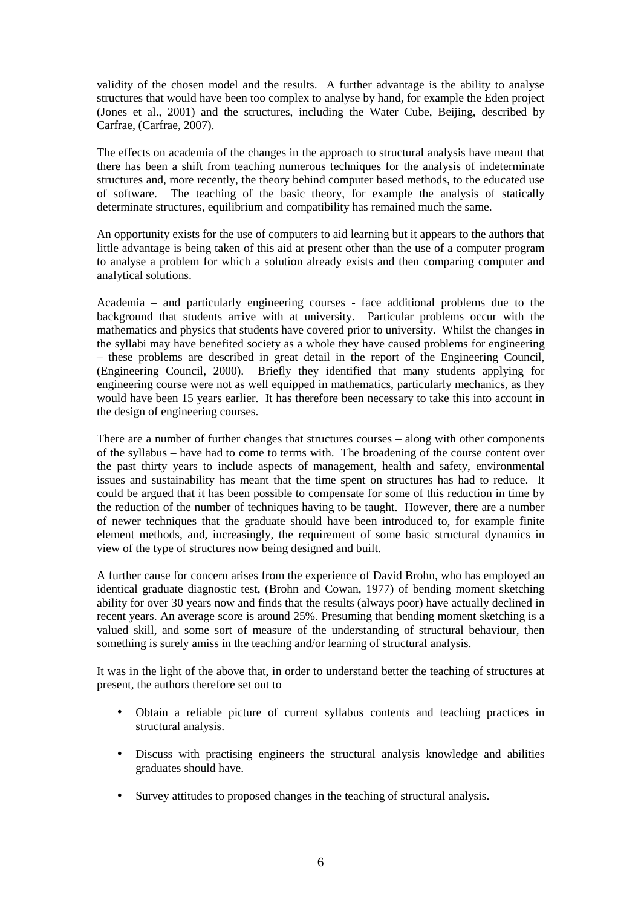validity of the chosen model and the results. A further advantage is the ability to analyse structures that would have been too complex to analyse by hand, for example the Eden project (Jones et al., 2001) and the structures, including the Water Cube, Beijing, described by Carfrae, (Carfrae, 2007).

The effects on academia of the changes in the approach to structural analysis have meant that there has been a shift from teaching numerous techniques for the analysis of indeterminate structures and, more recently, the theory behind computer based methods, to the educated use of software. The teaching of the basic theory, for example the analysis of statically determinate structures, equilibrium and compatibility has remained much the same.

An opportunity exists for the use of computers to aid learning but it appears to the authors that little advantage is being taken of this aid at present other than the use of a computer program to analyse a problem for which a solution already exists and then comparing computer and analytical solutions.

Academia – and particularly engineering courses - face additional problems due to the background that students arrive with at university. Particular problems occur with the mathematics and physics that students have covered prior to university. Whilst the changes in the syllabi may have benefited society as a whole they have caused problems for engineering – these problems are described in great detail in the report of the Engineering Council, (Engineering Council, 2000). Briefly they identified that many students applying for engineering course were not as well equipped in mathematics, particularly mechanics, as they would have been 15 years earlier. It has therefore been necessary to take this into account in the design of engineering courses.

There are a number of further changes that structures courses – along with other components of the syllabus – have had to come to terms with. The broadening of the course content over the past thirty years to include aspects of management, health and safety, environmental issues and sustainability has meant that the time spent on structures has had to reduce. It could be argued that it has been possible to compensate for some of this reduction in time by the reduction of the number of techniques having to be taught. However, there are a number of newer techniques that the graduate should have been introduced to, for example finite element methods, and, increasingly, the requirement of some basic structural dynamics in view of the type of structures now being designed and built.

A further cause for concern arises from the experience of David Brohn, who has employed an identical graduate diagnostic test, (Brohn and Cowan, 1977) of bending moment sketching ability for over 30 years now and finds that the results (always poor) have actually declined in recent years. An average score is around 25%. Presuming that bending moment sketching is a valued skill, and some sort of measure of the understanding of structural behaviour, then something is surely amiss in the teaching and/or learning of structural analysis.

It was in the light of the above that, in order to understand better the teaching of structures at present, the authors therefore set out to

- Obtain a reliable picture of current syllabus contents and teaching practices in structural analysis.
- Discuss with practising engineers the structural analysis knowledge and abilities graduates should have.
- Survey attitudes to proposed changes in the teaching of structural analysis.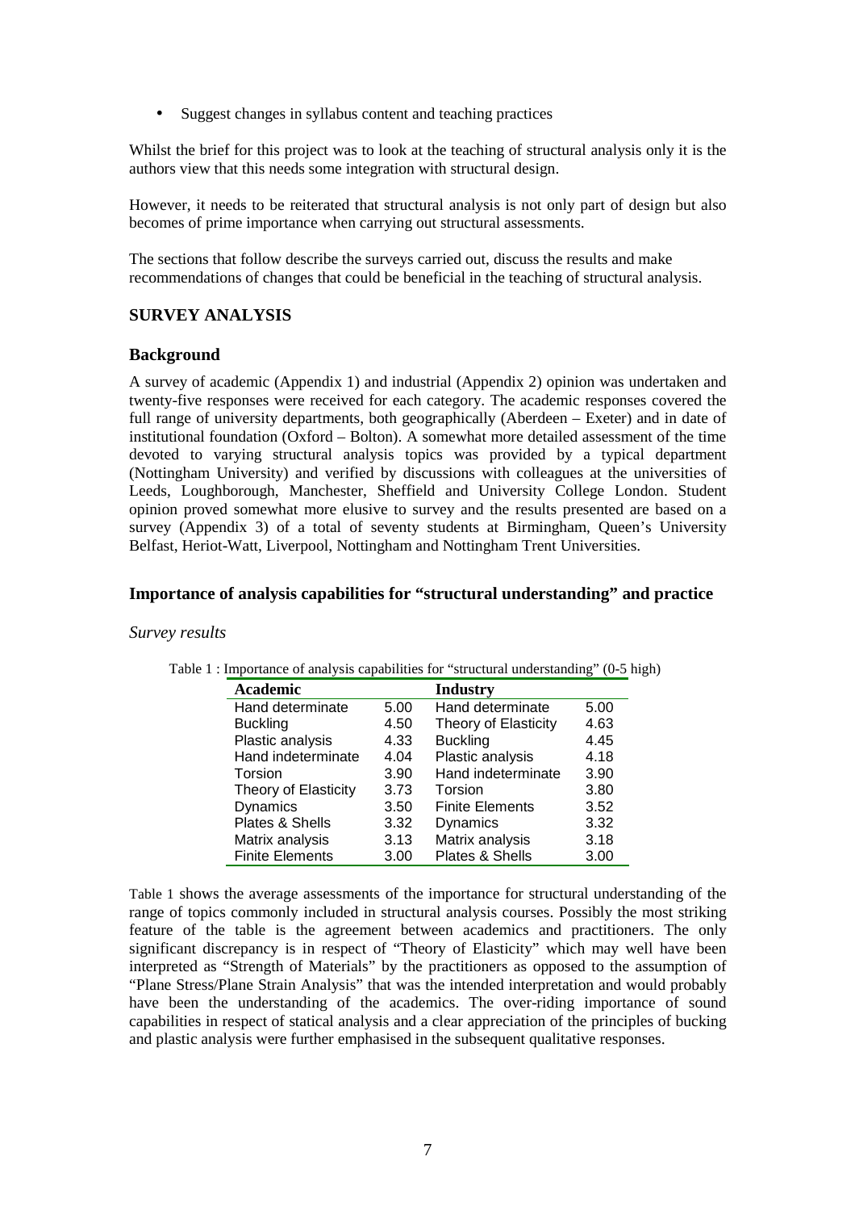- Suggest changes in syllabus content and teaching practices

Whilst the brief for this project was to look at the teaching of structural analysis only it is the authors view that this needs some integration with structural design.

However, it needs to be reiterated that structural analysis is not only part of design but also becomes of prime importance when carrying out structural assessments.

The sections that follow describe the surveys carried out, discuss the results and make recommendations of changes that could be beneficial in the teaching of structural analysis.

## SURVEY ANALYSIS

### Background

A survey of academic (Appendix 1) and industrial (Appendix 2) opinion was undertaken and twenty-five responses were received for each category. The academic responses covered the full range of university departments, both geographically (Aberdeen – Exeter) and in date of institutional foundation (Oxford – Bolton). A somewhat more detailed assessment of the time devoted to varying structural analysis topics was provided by a typical department (Nottingham University) and verified by discussions with colleagues at the universities of Leeds, Loughborough, Manchester, Sheffield and University College London. Student opinion proved somewhat more elusive to survey and the results presented are based on a survey (Appendix 3) of a total of seventy students at Birmingham, Queen's University Belfast, Heriot-Watt, Liverpool, Nottingham and Nottingham Trent Universities.

### Importance of analysis capabilities for "structural understanding" and practice

*Survey results*

Table 1 : Importance of analysis capabilities for "structural understanding" (0-5 high)

| Academic | | Industry | |
|---|---|---|---|
| Hand determinate | 5.00 | Hand determinate | 5.00 |
| Buckling | 4.50 | Theory of Elasticity | 4.63 |
| Plastic analysis | 4.33 | Buckling | 4.45 |
| Hand indeterminate | 4.04 | Plastic analysis | 4.18 |
| Torsion | 3.90 | Hand indeterminate | 3.90 |
| Theory of Elasticity | 3.73 | Torsion | 3.80 |
| Dynamics | 3.50 | Finite Elements | 3.52 |
| Plates & Shells | 3.32 | Dynamics | 3.32 |
| Matrix analysis | 3.13 | Matrix analysis | 3.18 |
| Finite Elements | 3.00 | Plates & Shells | 3.00 |

Table 1 shows the average assessments of the importance for structural understanding of the range of topics commonly included in structural analysis courses. Possibly the most striking feature of the table is the agreement between academics and practitioners. The only significant discrepancy is in respect of "Theory of Elasticity" which may well have been interpreted as "Strength of Materials" by the practitioners as opposed to the assumption of "Plane Stress/Plane Strain Analysis" that was the intended interpretation and would probably have been the understanding of the academics. The over-riding importance of sound capabilities in respect of statical analysis and a clear appreciation of the principles of bucking and plastic analysis were further emphasised in the subsequent qualitative responses.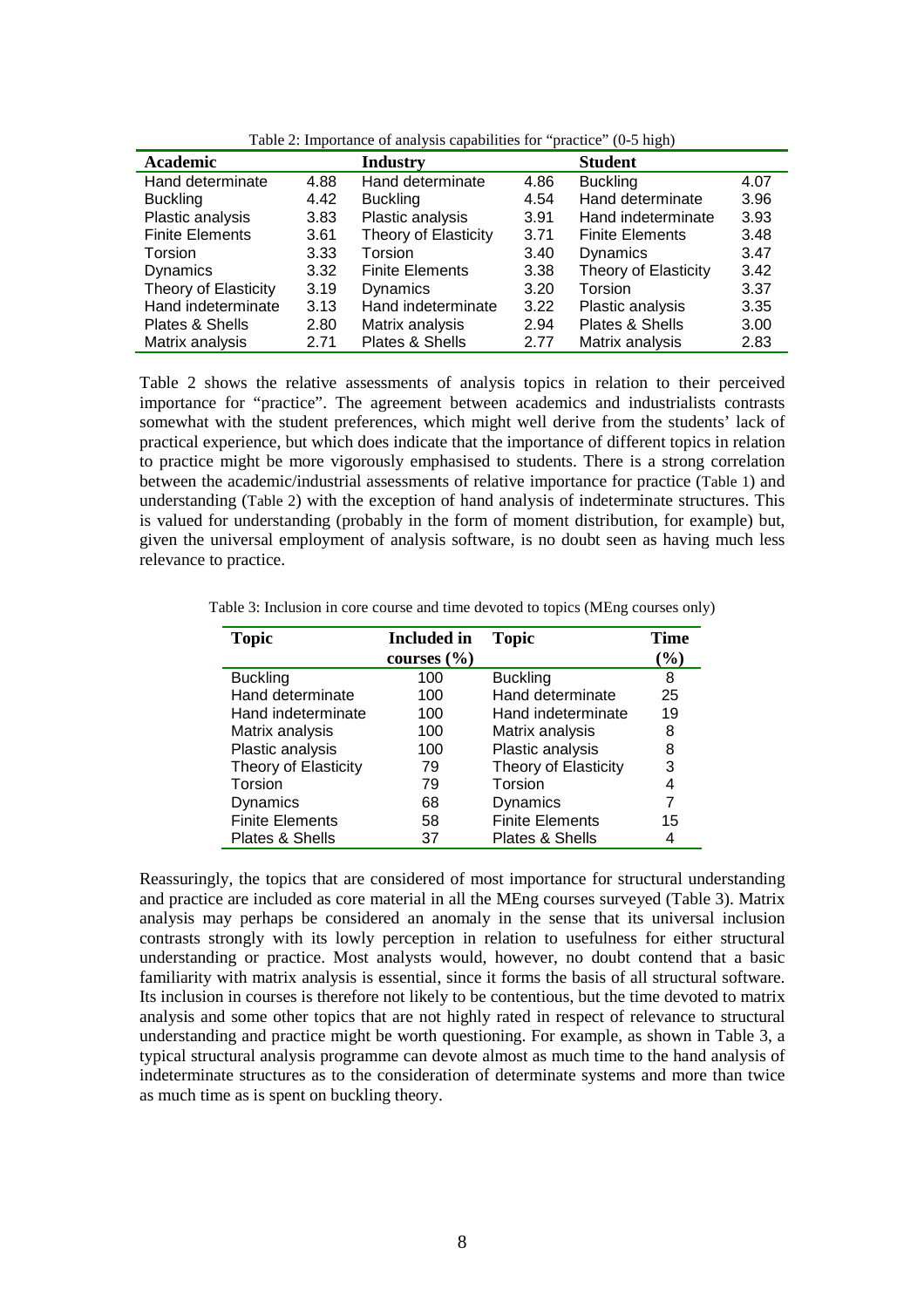Table 2: Importance of analysis capabilities for "practice" (0-5 high)

| Academic | | Industry | | Student | |
|---|---|---|---|---|---|
| Hand determinate | 4.88 | Hand determinate | 4.86 | Buckling | 4.07 |
| Buckling | 4.42 | Buckling | 4.54 | Hand determinate | 3.96 |
| Plastic analysis | 3.83 | Plastic analysis | 3.91 | Hand indeterminate | 3.93 |
| Finite Elements | 3.61 | Theory of Elasticity | 3.71 | Finite Elements | 3.48 |
| Torsion | 3.33 | Torsion | 3.40 | Dynamics | 3.47 |
| Dynamics | 3.32 | Finite Elements | 3.38 | Theory of Elasticity | 3.42 |
| Theory of Elasticity | 3.19 | Dynamics | 3.20 | Torsion | 3.37 |
| Hand indeterminate | 3.13 | Hand indeterminate | 3.22 | Plastic analysis | 3.35 |
| Plates & Shells | 2.80 | Matrix analysis | 2.94 | Plates & Shells | 3.00 |
| Matrix analysis | 2.71 | Plates & Shells | 2.77 | Matrix analysis | 2.83 |

Table 2 shows the relative assessments of analysis topics in relation to their perceived importance for "practice". The agreement between academics and industrialists contrasts somewhat with the student preferences, which might well derive from the students' lack of practical experience, but which does indicate that the importance of different topics in relation to practice might be more vigorously emphasised to students. There is a strong correlation between the academic/industrial assessments of relative importance for practice (Table 1) and understanding (Table 2) with the exception of hand analysis of indeterminate structures. This is valued for understanding (probably in the form of moment distribution, for example) but, given the universal employment of analysis software, is no doubt seen as having much less relevance to practice.

Table 3: Inclusion in core course and time devoted to topics (MEng courses only)

| Topic | Included in courses (%) | Topic | Time (%) |
|---|---|---|---|
| Buckling | 100 | Buckling | 8 |
| Hand determinate | 100 | Hand determinate | 25 |
| Hand indeterminate | 100 | Hand indeterminate | 19 |
| Matrix analysis | 100 | Matrix analysis | 8 |
| Plastic analysis | 100 | Plastic analysis | 8 |
| Theory of Elasticity | 79 | Theory of Elasticity | 3 |
| Torsion | 79 | Torsion | 4 |
| Dynamics | 68 | Dynamics | 7 |
| Finite Elements | 58 | Finite Elements | 15 |
| Plates & Shells | 37 | Plates & Shells | 4 |

Reassuringly, the topics that are considered of most importance for structural understanding and practice are included as core material in all the MEng courses surveyed (Table 3). Matrix analysis may perhaps be considered an anomaly in the sense that its universal inclusion contrasts strongly with its lowly perception in relation to usefulness for either structural understanding or practice. Most analysts would, however, no doubt contend that a basic familiarity with matrix analysis is essential, since it forms the basis of all structural software. Its inclusion in courses is therefore not likely to be contentious, but the time devoted to matrix analysis and some other topics that are not highly rated in respect of relevance to structural understanding and practice might be worth questioning. For example, as shown in Table 3, a typical structural analysis programme can devote almost as much time to the hand analysis of indeterminate structures as to the consideration of determinate systems and more than twice as much time as is spent on buckling theory.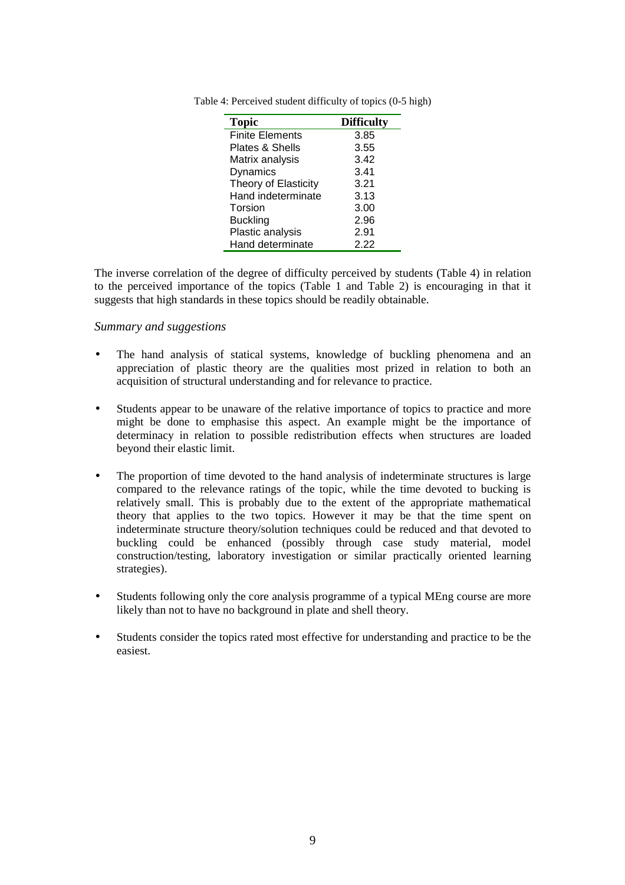Table 4: Perceived student difficulty of topics (0-5 high)

| Topic | Difficulty |
|---|---|
| Finite Elements | 3.85 |
| Plates & Shells | 3.55 |
| Matrix analysis | 3.42 |
| Dynamics | 3.41 |
| Theory of Elasticity | 3.21 |
| Hand indeterminate | 3.13 |
| Torsion | 3.00 |
| Buckling | 2.96 |
| Plastic analysis | 2.91 |
| Hand determinate | 2.22 |

The inverse correlation of the degree of difficulty perceived by students (Table 4) in relation to the perceived importance of the topics (Table 1 and Table 2) is encouraging in that it suggests that high standards in these topics should be readily obtainable.

*Summary and suggestions*

- The hand analysis of statical systems, knowledge of buckling phenomena and an appreciation of plastic theory are the qualities most prized in relation to both an acquisition of structural understanding and for relevance to practice.

- Students appear to be unaware of the relative importance of topics to practice and more might be done to emphasise this aspect. An example might be the importance of determinacy in relation to possible redistribution effects when structures are loaded beyond their elastic limit.

- The proportion of time devoted to the hand analysis of indeterminate structures is large compared to the relevance ratings of the topic, while the time devoted to bucking is relatively small. This is probably due to the extent of the appropriate mathematical theory that applies to the two topics. However it may be that the time spent on indeterminate structure theory/solution techniques could be reduced and that devoted to buckling could be enhanced (possibly through case study material, model construction/testing, laboratory investigation or similar practically oriented learning strategies).

- Students following only the core analysis programme of a typical MEng course are more likely than not to have no background in plate and shell theory.

- Students consider the topics rated most effective for understanding and practice to be the easiest.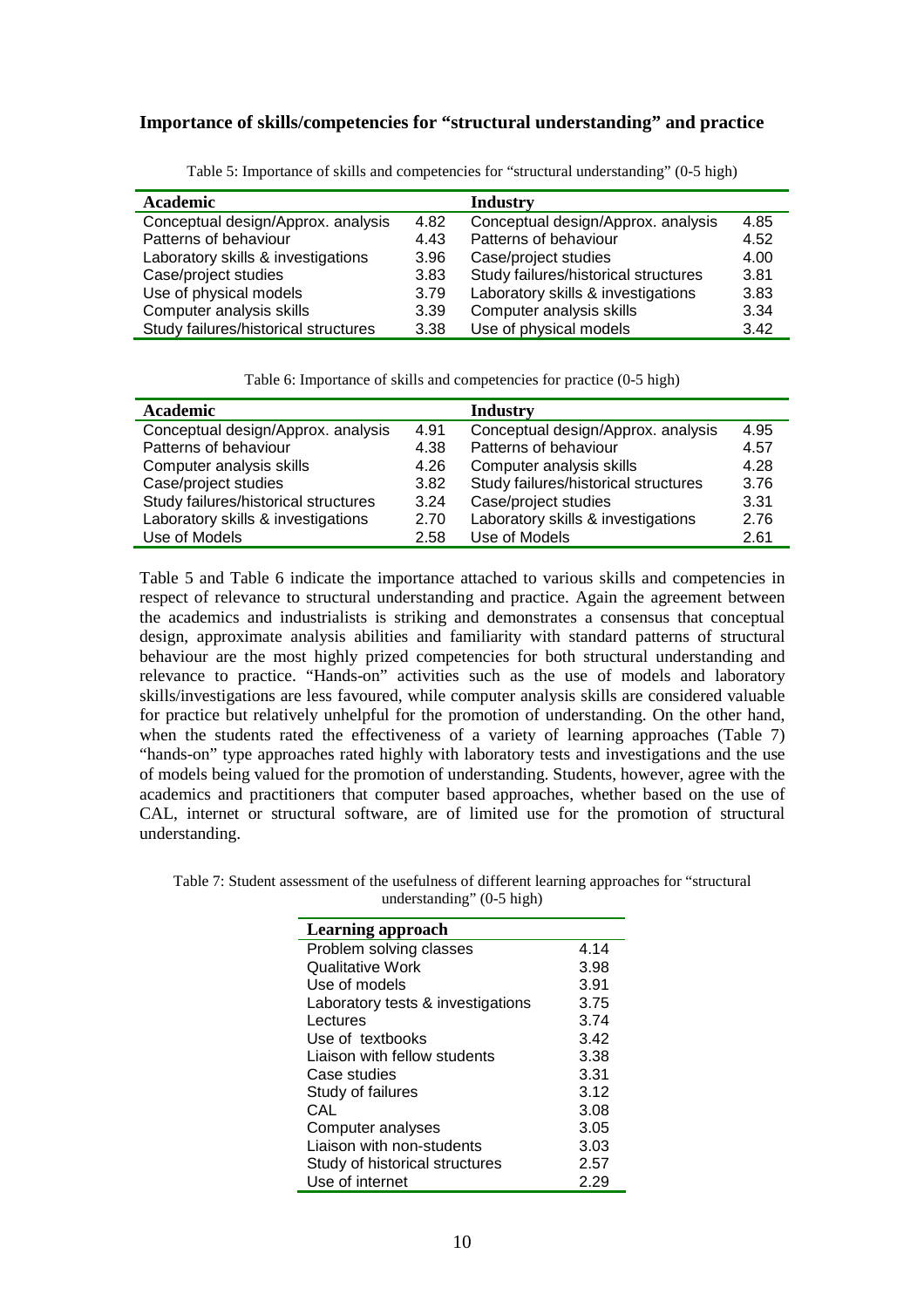### Importance of skills/competencies for "structural understanding" and practice

Table 5: Importance of skills and competencies for "structural understanding" (0-5 high)

| Academic | | Industry | |
|---|---|---|---|
| Conceptual design/Approx. analysis | 4.82 | Conceptual design/Approx. analysis | 4.85 |
| Patterns of behaviour | 4.43 | Patterns of behaviour | 4.52 |
| Laboratory skills & investigations | 3.96 | Case/project studies | 4.00 |
| Case/project studies | 3.83 | Study failures/historical structures | 3.81 |
| Use of physical models | 3.79 | Laboratory skills & investigations | 3.83 |
| Computer analysis skills | 3.39 | Computer analysis skills | 3.34 |
| Study failures/historical structures | 3.38 | Use of physical models | 3.42 |

Table 6: Importance of skills and competencies for practice (0-5 high)

| Academic | | Industry | |
|---|---|---|---|
| Conceptual design/Approx. analysis | 4.91 | Conceptual design/Approx. analysis | 4.95 |
| Patterns of behaviour | 4.38 | Patterns of behaviour | 4.57 |
| Computer analysis skills | 4.26 | Computer analysis skills | 4.28 |
| Case/project studies | 3.82 | Study failures/historical structures | 3.76 |
| Study failures/historical structures | 3.24 | Case/project studies | 3.31 |
| Laboratory skills & investigations | 2.70 | Laboratory skills & investigations | 2.76 |
| Use of Models | 2.58 | Use of Models | 2.61 |

Table 5 and Table 6 indicate the importance attached to various skills and competencies in respect of relevance to structural understanding and practice. Again the agreement between the academics and industrialists is striking and demonstrates a consensus that conceptual design, approximate analysis abilities and familiarity with standard patterns of structural behaviour are the most highly prized competencies for both structural understanding and relevance to practice. "Hands-on" activities such as the use of models and laboratory skills/investigations are less favoured, while computer analysis skills are considered valuable for practice but relatively unhelpful for the promotion of understanding. On the other hand, when the students rated the effectiveness of a variety of learning approaches (Table 7) "hands-on" type approaches rated highly with laboratory tests and investigations and the use of models being valued for the promotion of understanding. Students, however, agree with the academics and practitioners that computer based approaches, whether based on the use of CAL, internet or structural software, are of limited use for the promotion of structural understanding.

Table 7: Student assessment of the usefulness of different learning approaches for "structural understanding" (0-5 high)

| Learning approach | |
|---|---|
| Problem solving classes | 4.14 |
| Qualitative Work | 3.98 |
| Use of models | 3.91 |
| Laboratory tests & investigations | 3.75 |
| Lectures | 3.74 |
| Use of textbooks | 3.42 |
| Liaison with fellow students | 3.38 |
| Case studies | 3.31 |
| Study of failures | 3.12 |
| CAL | 3.08 |
| Computer analyses | 3.05 |
| Liaison with non-students | 3.03 |
| Study of historical structures | 2.57 |
| Use of internet | 2.29 |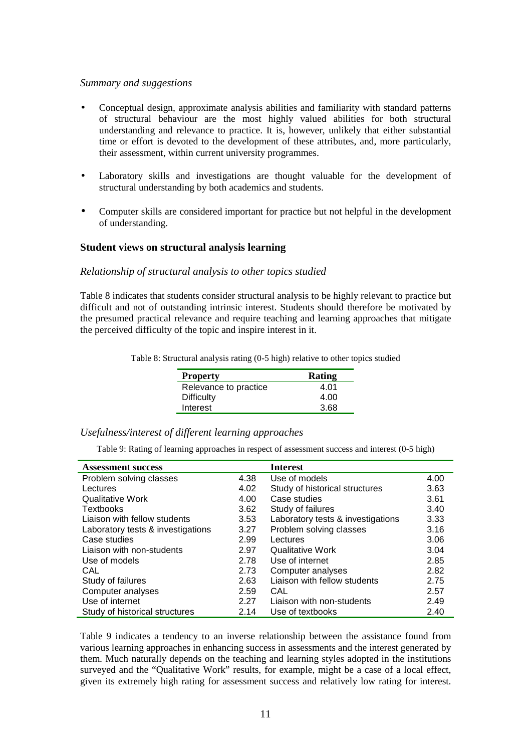*Summary and suggestions*

- Conceptual design, approximate analysis abilities and familiarity with standard patterns of structural behaviour are the most highly valued abilities for both structural understanding and relevance to practice. It is, however, unlikely that either substantial time or effort is devoted to the development of these attributes, and, more particularly, their assessment, within current university programmes.
- Laboratory skills and investigations are thought valuable for the development of structural understanding by both academics and students.
- Computer skills are considered important for practice but not helpful in the development of understanding.

### Student views on structural analysis learning

*Relationship of structural analysis to other topics studied*

Table 8 indicates that students consider structural analysis to be highly relevant to practice but difficult and not of outstanding intrinsic interest. Students should therefore be motivated by the presumed practical relevance and require teaching and learning approaches that mitigate the perceived difficulty of the topic and inspire interest in it.

Table 8: Structural analysis rating (0-5 high) relative to other topics studied

| Property | Rating |
|---|---|
| Relevance to practice | 4.01 |
| Difficulty | 4.00 |
| Interest | 3.68 |

*Usefulness/interest of different learning approaches*

Table 9: Rating of learning approaches in respect of assessment success and interest (0-5 high)

| Assessment success | | Interest | |
|---|---|---|---|
| Problem solving classes | 4.38 | Use of models | 4.00 |
| Lectures | 4.02 | Study of historical structures | 3.63 |
| Qualitative Work | 4.00 | Case studies | 3.61 |
| Textbooks | 3.62 | Study of failures | 3.40 |
| Liaison with fellow students | 3.53 | Laboratory tests & investigations | 3.33 |
| Laboratory tests & investigations | 3.27 | Problem solving classes | 3.16 |
| Case studies | 2.99 | Lectures | 3.06 |
| Liaison with non-students | 2.97 | Qualitative Work | 3.04 |
| Use of models | 2.78 | Use of internet | 2.85 |
| CAL | 2.73 | Computer analyses | 2.82 |
| Study of failures | 2.63 | Liaison with fellow students | 2.75 |
| Computer analyses | 2.59 | CAL | 2.57 |
| Use of internet | 2.27 | Liaison with non-students | 2.49 |
| Study of historical structures | 2.14 | Use of textbooks | 2.40 |

Table 9 indicates a tendency to an inverse relationship between the assistance found from various learning approaches in enhancing success in assessments and the interest generated by them. Much naturally depends on the teaching and learning styles adopted in the institutions surveyed and the "Qualitative Work" results, for example, might be a case of a local effect, given its extremely high rating for assessment success and relatively low rating for interest.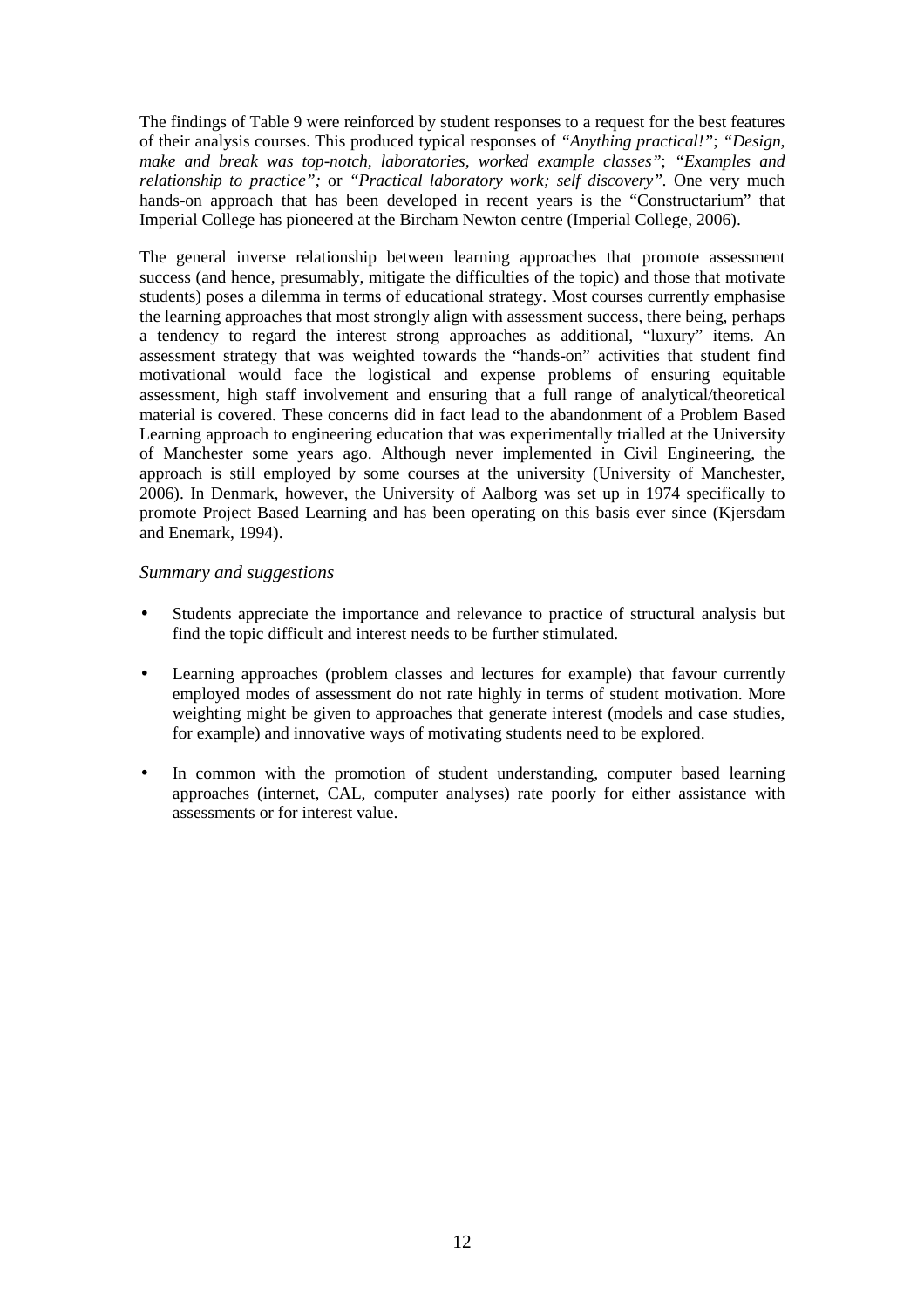The findings of Table 9 were reinforced by student responses to a request for the best features of their analysis courses. This produced typical responses of *"Anything practical!"*; *"Design, make and break was top-notch, laboratories, worked example classes"*; *"Examples and relationship to practice";* or *"Practical laboratory work; self discovery"*. One very much hands-on approach that has been developed in recent years is the "Constructarium" that Imperial College has pioneered at the Bircham Newton centre (Imperial College, 2006).

The general inverse relationship between learning approaches that promote assessment success (and hence, presumably, mitigate the difficulties of the topic) and those that motivate students) poses a dilemma in terms of educational strategy. Most courses currently emphasise the learning approaches that most strongly align with assessment success, there being, perhaps a tendency to regard the interest strong approaches as additional, "luxury" items. An assessment strategy that was weighted towards the "hands-on" activities that student find motivational would face the logistical and expense problems of ensuring equitable assessment, high staff involvement and ensuring that a full range of analytical/theoretical material is covered. These concerns did in fact lead to the abandonment of a Problem Based Learning approach to engineering education that was experimentally trialled at the University of Manchester some years ago. Although never implemented in Civil Engineering, the approach is still employed by some courses at the university (University of Manchester, 2006). In Denmark, however, the University of Aalborg was set up in 1974 specifically to promote Project Based Learning and has been operating on this basis ever since (Kjersdam and Enemark, 1994).

### *Summary and suggestions*

- Students appreciate the importance and relevance to practice of structural analysis but find the topic difficult and interest needs to be further stimulated.
- Learning approaches (problem classes and lectures for example) that favour currently employed modes of assessment do not rate highly in terms of student motivation. More weighting might be given to approaches that generate interest (models and case studies, for example) and innovative ways of motivating students need to be explored.
- In common with the promotion of student understanding, computer based learning approaches (internet, CAL, computer analyses) rate poorly for either assistance with assessments or for interest value.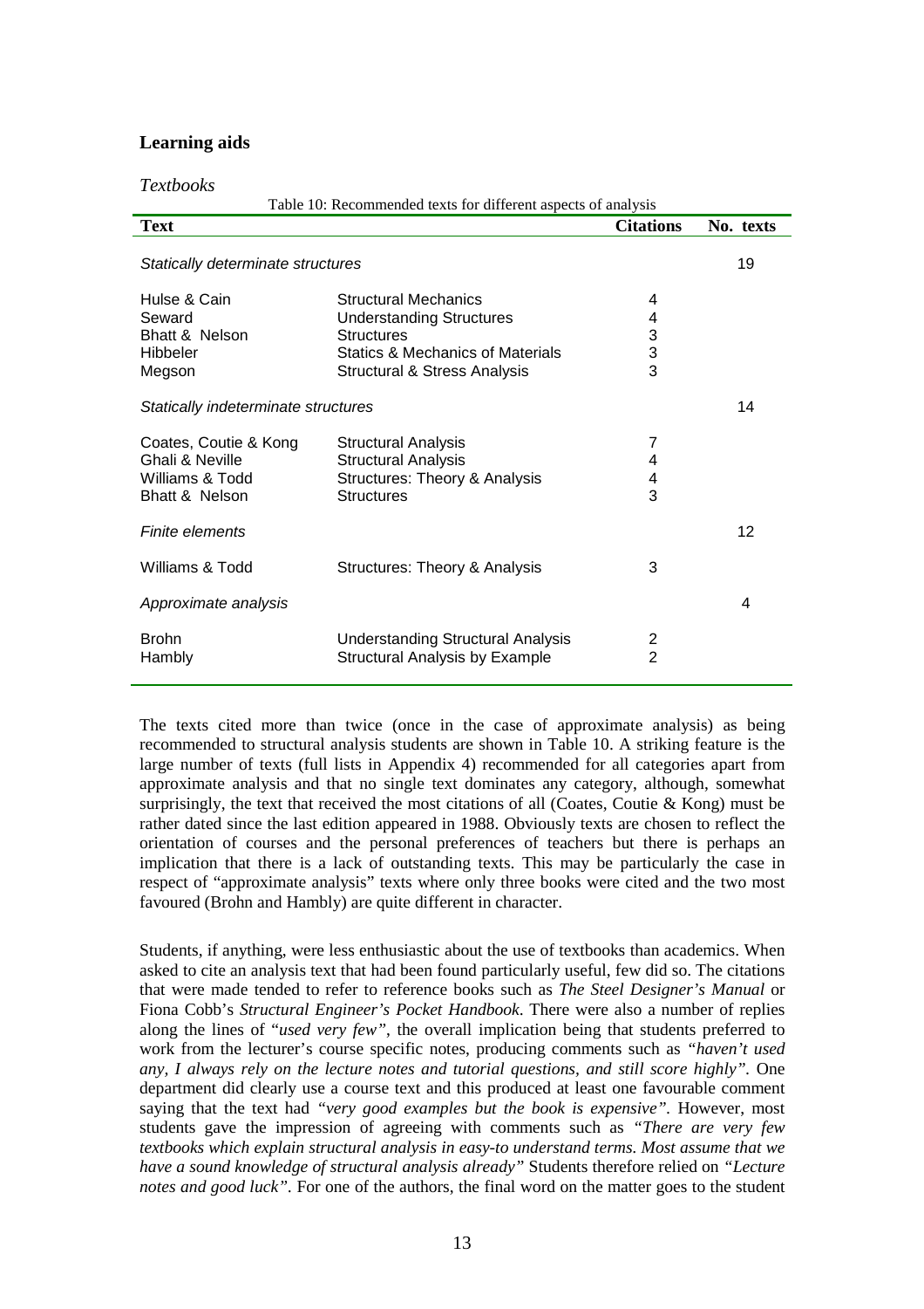## Learning aids

*Textbooks*

Table 10: Recommended texts for different aspects of analysis

| Text | | Citations | No. texts |
|---|---|---|---|
| *Statically determinate structures* | | | 19 |
| Hulse & Cain | Structural Mechanics | 4 | |
| Seward | Understanding Structures | 4 | |
| Bhatt & Nelson | Structures | 3 | |
| Hibbeler | Statics & Mechanics of Materials | 3 | |
| Megson | Structural & Stress Analysis | 3 | |
| *Statically indeterminate structures* | | | 14 |
| Coates, Coutie & Kong | Structural Analysis | 7 | |
| Ghali & Neville | Structural Analysis | 4 | |
| Williams & Todd | Structures: Theory & Analysis | 4 | |
| Bhatt & Nelson | Structures | 3 | |
| *Finite elements* | | | 12 |
| Williams & Todd | Structures: Theory & Analysis | 3 | |
| *Approximate analysis* | | | 4 |
| Brohn | Understanding Structural Analysis | 2 | |
| Hambly | Structural Analysis by Example | 2 | |

The texts cited more than twice (once in the case of approximate analysis) as being recommended to structural analysis students are shown in Table 10. A striking feature is the large number of texts (full lists in Appendix 4) recommended for all categories apart from approximate analysis and that no single text dominates any category, although, somewhat surprisingly, the text that received the most citations of all (Coates, Coutie & Kong) must be rather dated since the last edition appeared in 1988. Obviously texts are chosen to reflect the orientation of courses and the personal preferences of teachers but there is perhaps an implication that there is a lack of outstanding texts. This may be particularly the case in respect of "approximate analysis" texts where only three books were cited and the two most favoured (Brohn and Hambly) are quite different in character.

Students, if anything, were less enthusiastic about the use of textbooks than academics. When asked to cite an analysis text that had been found particularly useful, few did so. The citations that were made tended to refer to reference books such as *The Steel Designer's Manual* or Fiona Cobb's *Structural Engineer's Pocket Handbook*. There were also a number of replies along the lines of "*used very few"*, the overall implication being that students preferred to work from the lecturer's course specific notes, producing comments such as *"haven't used any, I always rely on the lecture notes and tutorial questions, and still score highly".* One department did clearly use a course text and this produced at least one favourable comment saying that the text had *"very good examples but the book is expensive".* However, most students gave the impression of agreeing with comments such as *"There are very few textbooks which explain structural analysis in easy-to understand terms. Most assume that we have a sound knowledge of structural analysis already"* Students therefore relied on *"Lecture notes and good luck".* For one of the authors, the final word on the matter goes to the student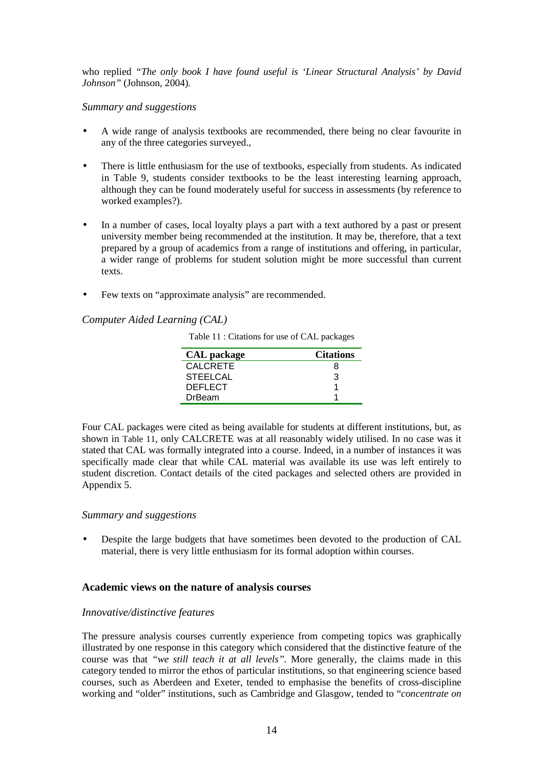who replied *"The only book I have found useful is 'Linear Structural Analysis' by David Johnson"* (Johnson, 2004).

*Summary and suggestions*

- A wide range of analysis textbooks are recommended, there being no clear favourite in any of the three categories surveyed.,
- There is little enthusiasm for the use of textbooks, especially from students. As indicated in Table 9, students consider textbooks to be the least interesting learning approach, although they can be found moderately useful for success in assessments (by reference to worked examples?).
- In a number of cases, local loyalty plays a part with a text authored by a past or present university member being recommended at the institution. It may be, therefore, that a text prepared by a group of academics from a range of institutions and offering, in particular, a wider range of problems for student solution might be more successful than current texts.
- Few texts on "approximate analysis" are recommended.

*Computer Aided Learning (CAL)*

Table 11 : Citations for use of CAL packages

| CAL package | Citations |
|---|---|
| CALCRETE | 8 |
| STEELCAL | 3 |
| DEFLECT | 1 |
| DrBeam | 1 |

Four CAL packages were cited as being available for students at different institutions, but, as shown in Table 11, only CALCRETE was at all reasonably widely utilised. In no case was it stated that CAL was formally integrated into a course. Indeed, in a number of instances it was specifically made clear that while CAL material was available its use was left entirely to student discretion. Contact details of the cited packages and selected others are provided in Appendix 5.

*Summary and suggestions*

- Despite the large budgets that have sometimes been devoted to the production of CAL material, there is very little enthusiasm for its formal adoption within courses.

**Academic views on the nature of analysis courses**

*Innovative/distinctive features*

The pressure analysis courses currently experience from competing topics was graphically illustrated by one response in this category which considered that the distinctive feature of the course was that *"we still teach it at all levels"*. More generally, the claims made in this category tended to mirror the ethos of particular institutions, so that engineering science based courses, such as Aberdeen and Exeter, tended to emphasise the benefits of cross-discipline working and "older" institutions, such as Cambridge and Glasgow, tended to "*concentrate on*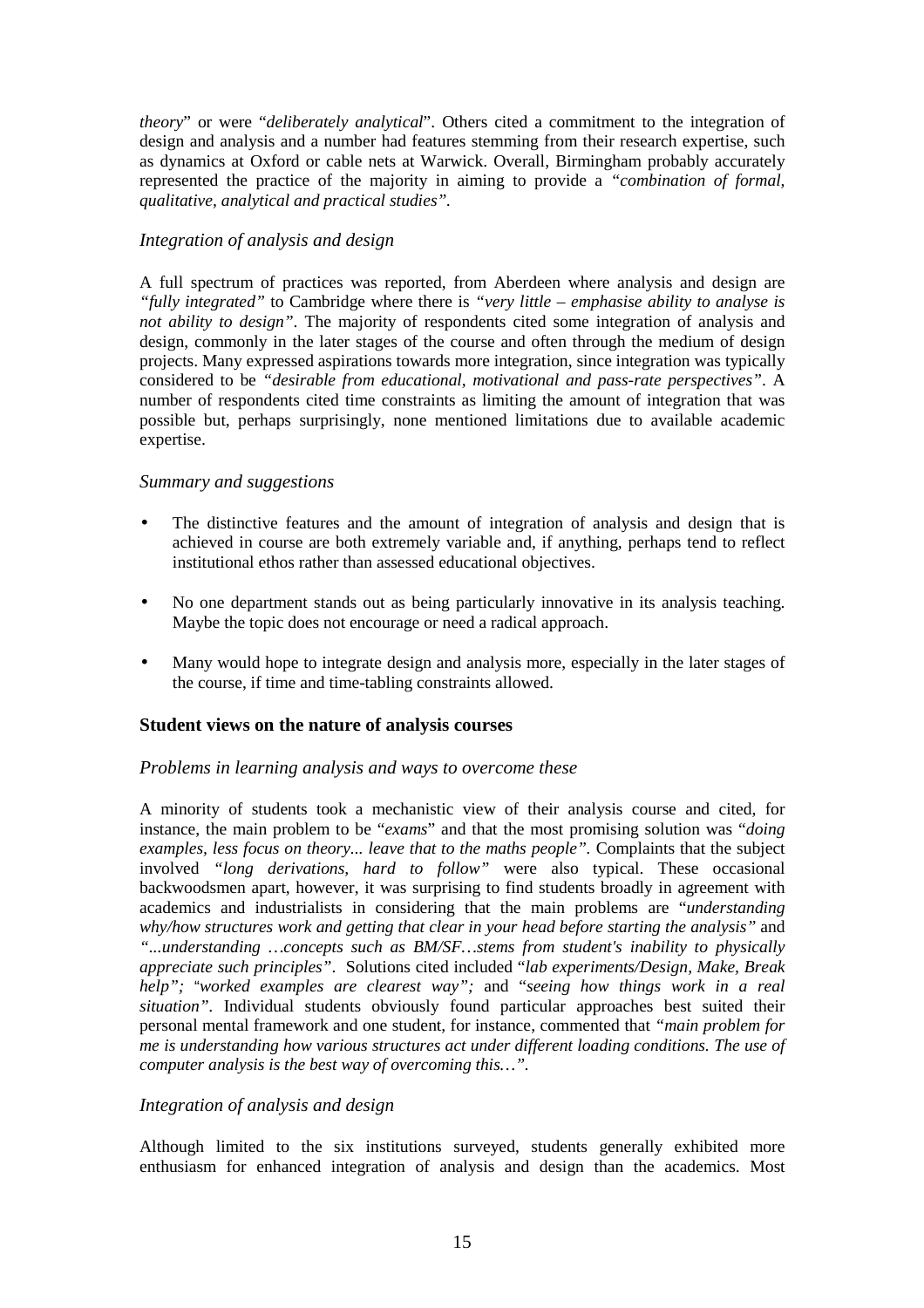*theory*" or were "*deliberately analytical*". Others cited a commitment to the integration of design and analysis and a number had features stemming from their research expertise, such as dynamics at Oxford or cable nets at Warwick. Overall, Birmingham probably accurately represented the practice of the majority in aiming to provide a *"combination of formal, qualitative, analytical and practical studies"*.

### *Integration of analysis and design*

A full spectrum of practices was reported, from Aberdeen where analysis and design are *"fully integrated"* to Cambridge where there is *"very little – emphasise ability to analyse is not ability to design"*. The majority of respondents cited some integration of analysis and design, commonly in the later stages of the course and often through the medium of design projects. Many expressed aspirations towards more integration, since integration was typically considered to be *"desirable from educational, motivational and pass-rate perspectives"*. A number of respondents cited time constraints as limiting the amount of integration that was possible but, perhaps surprisingly, none mentioned limitations due to available academic expertise.

### *Summary and suggestions*

- The distinctive features and the amount of integration of analysis and design that is achieved in course are both extremely variable and, if anything, perhaps tend to reflect institutional ethos rather than assessed educational objectives.
- No one department stands out as being particularly innovative in its analysis teaching. Maybe the topic does not encourage or need a radical approach.
- Many would hope to integrate design and analysis more, especially in the later stages of the course, if time and time-tabling constraints allowed.

## **Student views on the nature of analysis courses**

### *Problems in learning analysis and ways to overcome these*

A minority of students took a mechanistic view of their analysis course and cited, for instance, the main problem to be "*exams*" and that the most promising solution was "*doing examples, less focus on theory... leave that to the maths people"*. Complaints that the subject involved *"long derivations, hard to follow"* were also typical. These occasional backwoodsmen apart, however, it was surprising to find students broadly in agreement with academics and industrialists in considering that the main problems are "*understanding why/how structures work and getting that clear in your head before starting the analysis"* and *"...understanding …concepts such as BM/SF…stems from student's inability to physically appreciate such principles"*. Solutions cited included "*lab experiments/Design, Make, Break help"; "worked examples are clearest way";* and "*seeing how things work in a real situation"*. Individual students obviously found particular approaches best suited their personal mental framework and one student, for instance, commented that *"main problem for me is understanding how various structures act under different loading conditions. The use of computer analysis is the best way of overcoming this…"*.

### *Integration of analysis and design*

Although limited to the six institutions surveyed, students generally exhibited more enthusiasm for enhanced integration of analysis and design than the academics. Most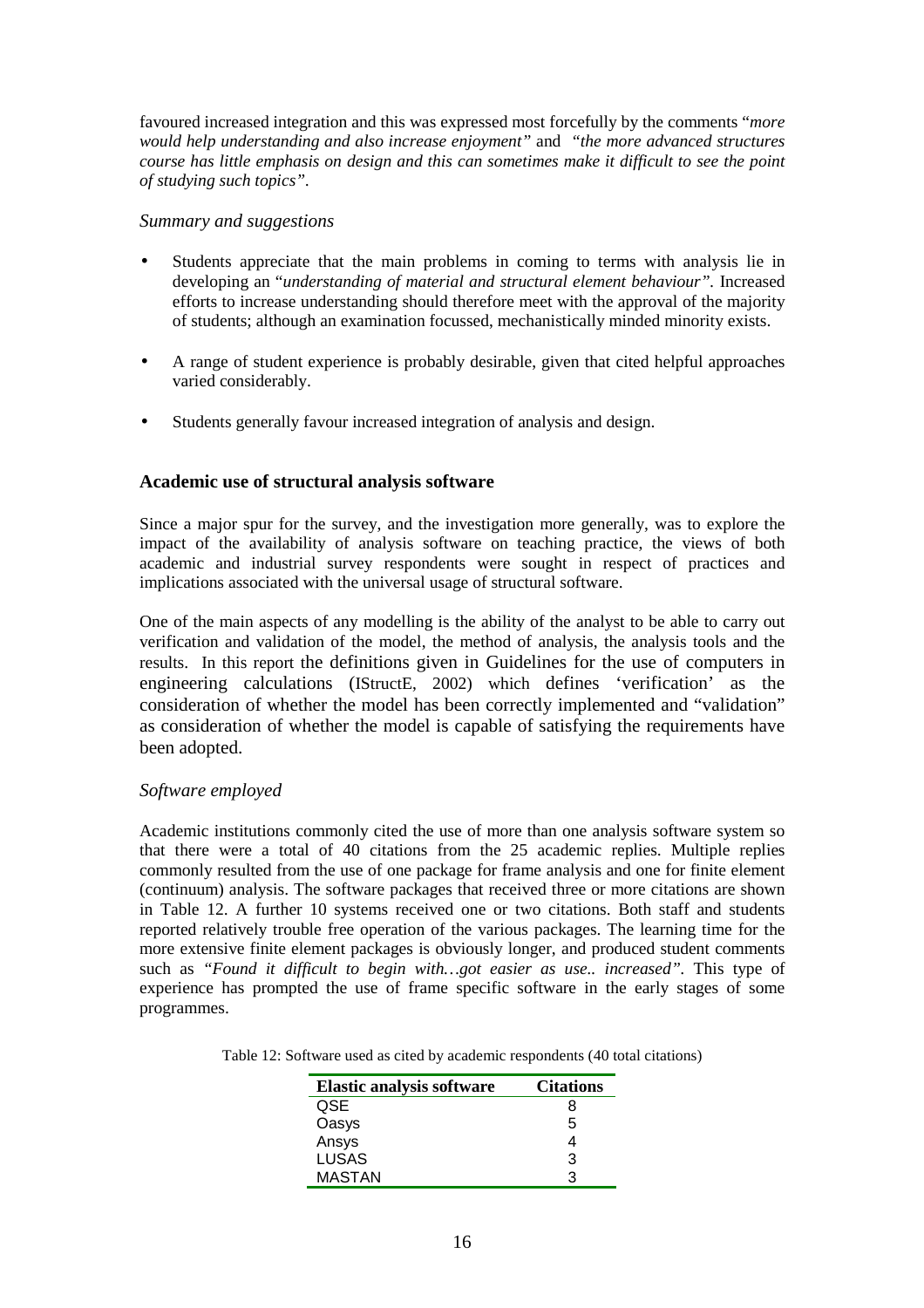favoured increased integration and this was expressed most forcefully by the comments "*more would help understanding and also increase enjoyment"* and *"the more advanced structures course has little emphasis on design and this can sometimes make it difficult to see the point of studying such topics"*.

### *Summary and suggestions*

- Students appreciate that the main problems in coming to terms with analysis lie in developing an "*understanding of material and structural element behaviour"*. Increased efforts to increase understanding should therefore meet with the approval of the majority of students; although an examination focussed, mechanistically minded minority exists.
- A range of student experience is probably desirable, given that cited helpful approaches varied considerably.
- Students generally favour increased integration of analysis and design.

## Academic use of structural analysis software

Since a major spur for the survey, and the investigation more generally, was to explore the impact of the availability of analysis software on teaching practice, the views of both academic and industrial survey respondents were sought in respect of practices and implications associated with the universal usage of structural software.

One of the main aspects of any modelling is the ability of the analyst to be able to carry out verification and validation of the model, the method of analysis, the analysis tools and the results. In this report the definitions given in Guidelines for the use of computers in engineering calculations (IStructE, 2002) which defines 'verification' as the consideration of whether the model has been correctly implemented and "validation" as consideration of whether the model is capable of satisfying the requirements have been adopted.

### *Software employed*

Academic institutions commonly cited the use of more than one analysis software system so that there were a total of 40 citations from the 25 academic replies. Multiple replies commonly resulted from the use of one package for frame analysis and one for finite element (continuum) analysis. The software packages that received three or more citations are shown in Table 12. A further 10 systems received one or two citations. Both staff and students reported relatively trouble free operation of the various packages. The learning time for the more extensive finite element packages is obviously longer, and produced student comments such as *"Found it difficult to begin with…got easier as use.. increased"*. This type of experience has prompted the use of frame specific software in the early stages of some programmes.

Table 12: Software used as cited by academic respondents (40 total citations)

| Elastic analysis software | Citations |
|---|---|
| QSE | 8 |
| Oasys | 5 |
| Ansys | 4 |
| LUSAS | 3 |
| MASTAN | 3 |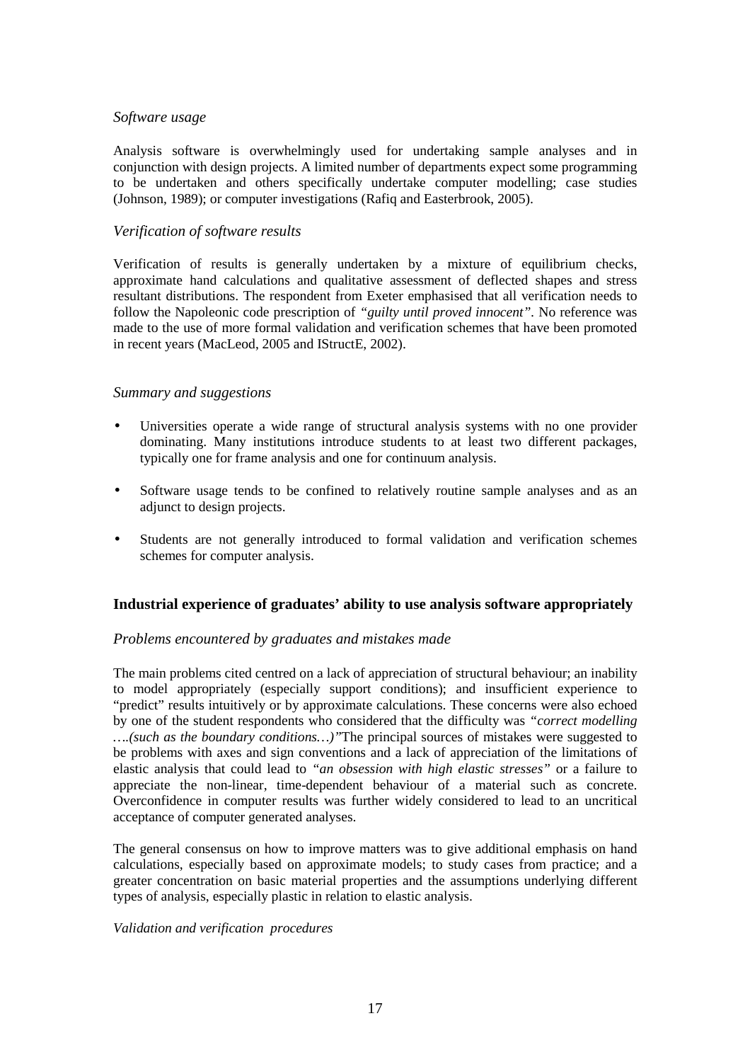*Software usage*

Analysis software is overwhelmingly used for undertaking sample analyses and in conjunction with design projects. A limited number of departments expect some programming to be undertaken and others specifically undertake computer modelling; case studies (Johnson, 1989); or computer investigations (Rafiq and Easterbrook, 2005).

*Verification of software results*

Verification of results is generally undertaken by a mixture of equilibrium checks, approximate hand calculations and qualitative assessment of deflected shapes and stress resultant distributions. The respondent from Exeter emphasised that all verification needs to follow the Napoleonic code prescription of *"guilty until proved innocent"*. No reference was made to the use of more formal validation and verification schemes that have been promoted in recent years (MacLeod, 2005 and IStructE, 2002).

*Summary and suggestions*

- Universities operate a wide range of structural analysis systems with no one provider dominating. Many institutions introduce students to at least two different packages, typically one for frame analysis and one for continuum analysis.
- Software usage tends to be confined to relatively routine sample analyses and as an adjunct to design projects.
- Students are not generally introduced to formal validation and verification schemes schemes for computer analysis.

## Industrial experience of graduates' ability to use analysis software appropriately

*Problems encountered by graduates and mistakes made*

The main problems cited centred on a lack of appreciation of structural behaviour; an inability to model appropriately (especially support conditions); and insufficient experience to "predict" results intuitively or by approximate calculations. These concerns were also echoed by one of the student respondents who considered that the difficulty was *"correct modelling ….(such as the boundary conditions…)"*The principal sources of mistakes were suggested to be problems with axes and sign conventions and a lack of appreciation of the limitations of elastic analysis that could lead to *"an obsession with high elastic stresses"* or a failure to appreciate the non-linear, time-dependent behaviour of a material such as concrete. Overconfidence in computer results was further widely considered to lead to an uncritical acceptance of computer generated analyses.

The general consensus on how to improve matters was to give additional emphasis on hand calculations, especially based on approximate models; to study cases from practice; and a greater concentration on basic material properties and the assumptions underlying different types of analysis, especially plastic in relation to elastic analysis.

*Validation and verification procedures*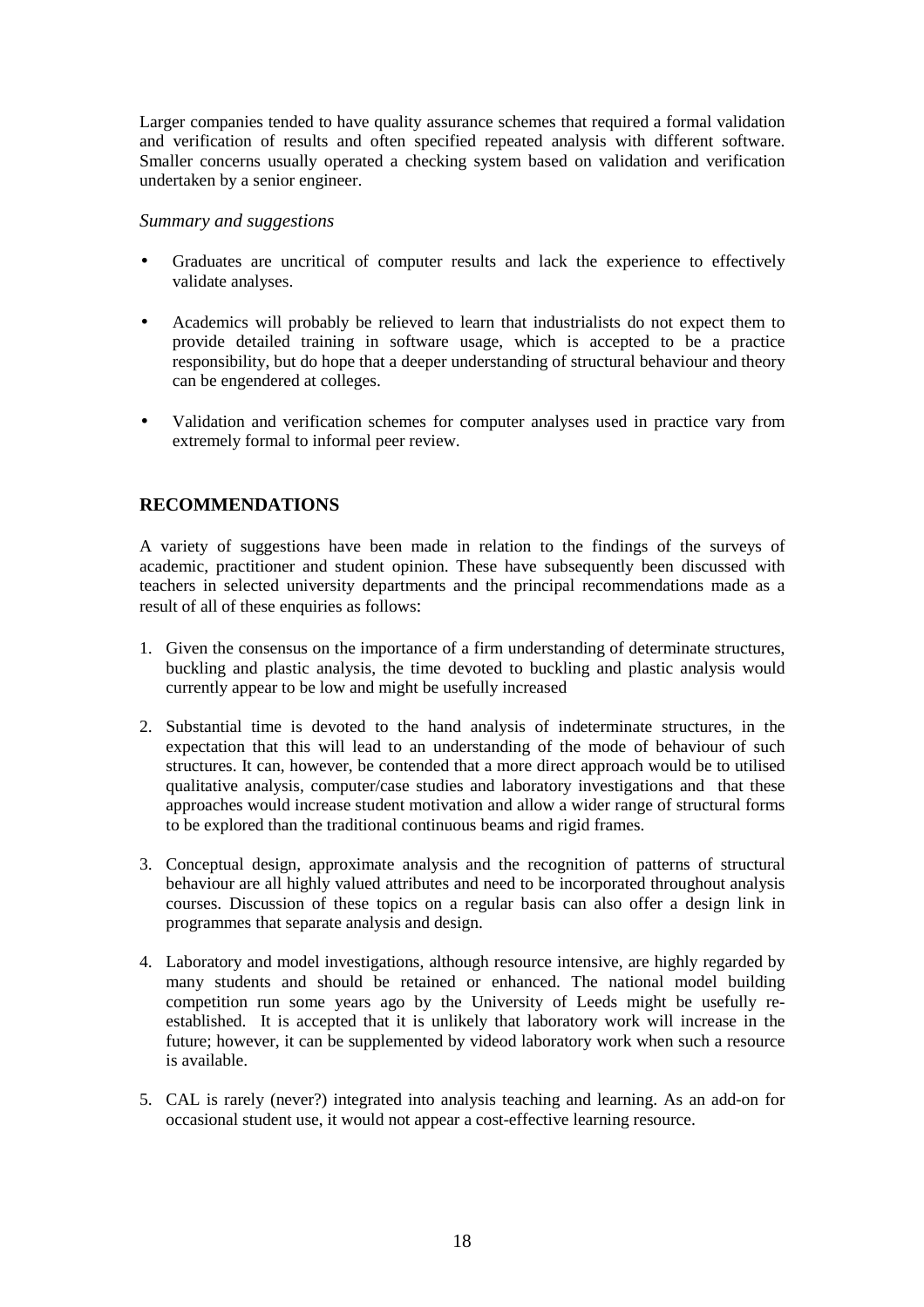Larger companies tended to have quality assurance schemes that required a formal validation and verification of results and often specified repeated analysis with different software. Smaller concerns usually operated a checking system based on validation and verification undertaken by a senior engineer.

*Summary and suggestions*

- Graduates are uncritical of computer results and lack the experience to effectively validate analyses.

- Academics will probably be relieved to learn that industrialists do not expect them to provide detailed training in software usage, which is accepted to be a practice responsibility, but do hope that a deeper understanding of structural behaviour and theory can be engendered at colleges.

- Validation and verification schemes for computer analyses used in practice vary from extremely formal to informal peer review.

## RECOMMENDATIONS

A variety of suggestions have been made in relation to the findings of the surveys of academic, practitioner and student opinion. These have subsequently been discussed with teachers in selected university departments and the principal recommendations made as a result of all of these enquiries as follows:

1. Given the consensus on the importance of a firm understanding of determinate structures, buckling and plastic analysis, the time devoted to buckling and plastic analysis would currently appear to be low and might be usefully increased

2. Substantial time is devoted to the hand analysis of indeterminate structures, in the expectation that this will lead to an understanding of the mode of behaviour of such structures. It can, however, be contended that a more direct approach would be to utilised qualitative analysis, computer/case studies and laboratory investigations and that these approaches would increase student motivation and allow a wider range of structural forms to be explored than the traditional continuous beams and rigid frames.

3. Conceptual design, approximate analysis and the recognition of patterns of structural behaviour are all highly valued attributes and need to be incorporated throughout analysis courses. Discussion of these topics on a regular basis can also offer a design link in programmes that separate analysis and design.

4. Laboratory and model investigations, although resource intensive, are highly regarded by many students and should be retained or enhanced. The national model building competition run some years ago by the University of Leeds might be usefully re-established. It is accepted that it is unlikely that laboratory work will increase in the future; however, it can be supplemented by videod laboratory work when such a resource is available.

5. CAL is rarely (never?) integrated into analysis teaching and learning. As an add-on for occasional student use, it would not appear a cost-effective learning resource.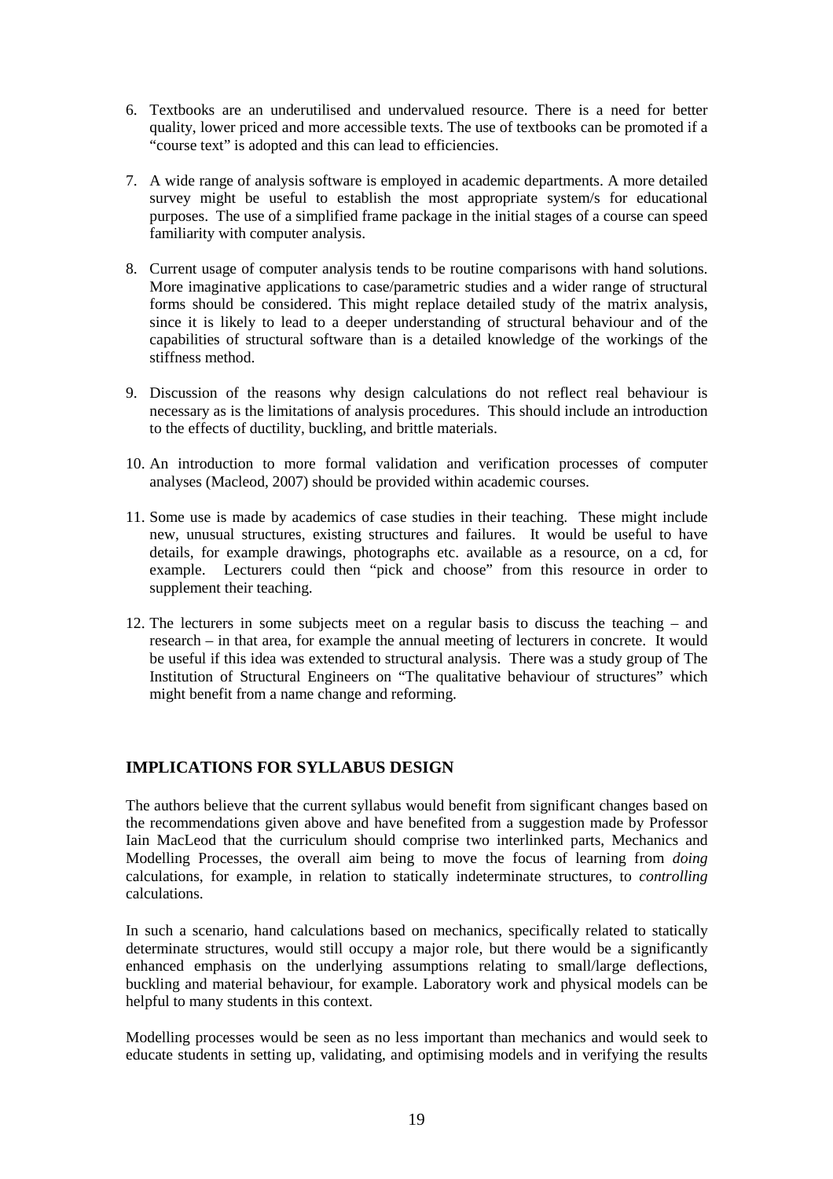6. Textbooks are an underutilised and undervalued resource. There is a need for better quality, lower priced and more accessible texts. The use of textbooks can be promoted if a "course text" is adopted and this can lead to efficiencies.

7. A wide range of analysis software is employed in academic departments. A more detailed survey might be useful to establish the most appropriate system/s for educational purposes. The use of a simplified frame package in the initial stages of a course can speed familiarity with computer analysis.

8. Current usage of computer analysis tends to be routine comparisons with hand solutions. More imaginative applications to case/parametric studies and a wider range of structural forms should be considered. This might replace detailed study of the matrix analysis, since it is likely to lead to a deeper understanding of structural behaviour and of the capabilities of structural software than is a detailed knowledge of the workings of the stiffness method.

9. Discussion of the reasons why design calculations do not reflect real behaviour is necessary as is the limitations of analysis procedures. This should include an introduction to the effects of ductility, buckling, and brittle materials.

10. An introduction to more formal validation and verification processes of computer analyses (Macleod, 2007) should be provided within academic courses.

11. Some use is made by academics of case studies in their teaching. These might include new, unusual structures, existing structures and failures. It would be useful to have details, for example drawings, photographs etc. available as a resource, on a cd, for example. Lecturers could then "pick and choose" from this resource in order to supplement their teaching.

12. The lecturers in some subjects meet on a regular basis to discuss the teaching – and research – in that area, for example the annual meeting of lecturers in concrete. It would be useful if this idea was extended to structural analysis. There was a study group of The Institution of Structural Engineers on "The qualitative behaviour of structures" which might benefit from a name change and reforming.

## IMPLICATIONS FOR SYLLABUS DESIGN

The authors believe that the current syllabus would benefit from significant changes based on the recommendations given above and have benefited from a suggestion made by Professor Iain MacLeod that the curriculum should comprise two interlinked parts, Mechanics and Modelling Processes, the overall aim being to move the focus of learning from *doing* calculations, for example, in relation to statically indeterminate structures, to *controlling* calculations.

In such a scenario, hand calculations based on mechanics, specifically related to statically determinate structures, would still occupy a major role, but there would be a significantly enhanced emphasis on the underlying assumptions relating to small/large deflections, buckling and material behaviour, for example. Laboratory work and physical models can be helpful to many students in this context.

Modelling processes would be seen as no less important than mechanics and would seek to educate students in setting up, validating, and optimising models and in verifying the results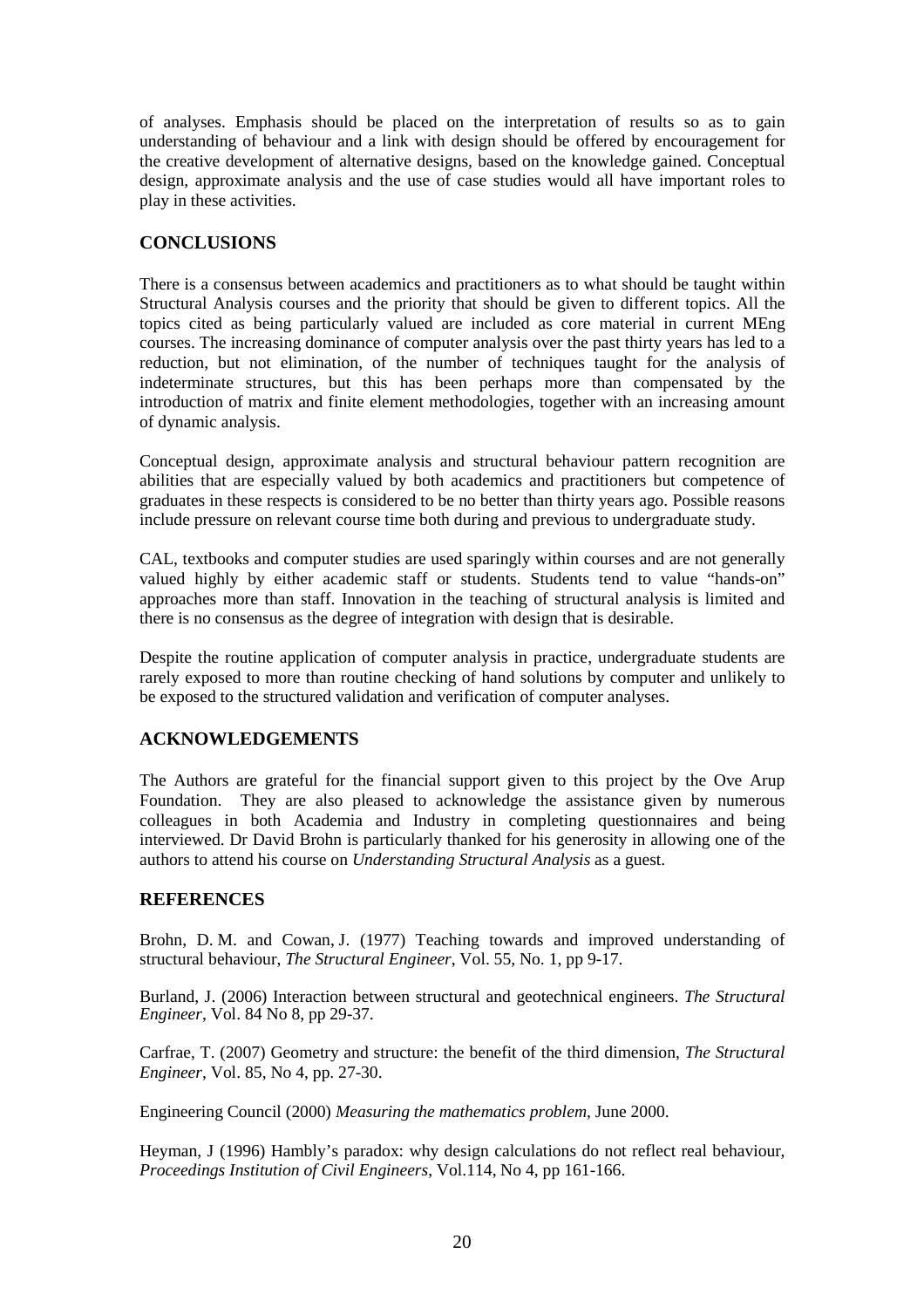of analyses. Emphasis should be placed on the interpretation of results so as to gain understanding of behaviour and a link with design should be offered by encouragement for the creative development of alternative designs, based on the knowledge gained. Conceptual design, approximate analysis and the use of case studies would all have important roles to play in these activities.

## CONCLUSIONS

There is a consensus between academics and practitioners as to what should be taught within Structural Analysis courses and the priority that should be given to different topics. All the topics cited as being particularly valued are included as core material in current MEng courses. The increasing dominance of computer analysis over the past thirty years has led to a reduction, but not elimination, of the number of techniques taught for the analysis of indeterminate structures, but this has been perhaps more than compensated by the introduction of matrix and finite element methodologies, together with an increasing amount of dynamic analysis.

Conceptual design, approximate analysis and structural behaviour pattern recognition are abilities that are especially valued by both academics and practitioners but competence of graduates in these respects is considered to be no better than thirty years ago. Possible reasons include pressure on relevant course time both during and previous to undergraduate study.

CAL, textbooks and computer studies are used sparingly within courses and are not generally valued highly by either academic staff or students. Students tend to value "hands-on" approaches more than staff. Innovation in the teaching of structural analysis is limited and there is no consensus as the degree of integration with design that is desirable.

Despite the routine application of computer analysis in practice, undergraduate students are rarely exposed to more than routine checking of hand solutions by computer and unlikely to be exposed to the structured validation and verification of computer analyses.

## ACKNOWLEDGEMENTS

The Authors are grateful for the financial support given to this project by the Ove Arup Foundation. They are also pleased to acknowledge the assistance given by numerous colleagues in both Academia and Industry in completing questionnaires and being interviewed. Dr David Brohn is particularly thanked for his generosity in allowing one of the authors to attend his course on *Understanding Structural Analysis* as a guest.

## REFERENCES

Brohn, D. M. and Cowan, J. (1977) Teaching towards and improved understanding of structural behaviour, *The Structural Engineer*, Vol. 55, No. 1, pp 9-17.

Burland, J. (2006) Interaction between structural and geotechnical engineers. *The Structural Engineer*, Vol. 84 No 8, pp 29-37.

Carfrae, T. (2007) Geometry and structure: the benefit of the third dimension, *The Structural Engineer*, Vol. 85, No 4, pp. 27-30.

Engineering Council (2000) *Measuring the mathematics problem*, June 2000.

Heyman, J (1996) Hambly's paradox: why design calculations do not reflect real behaviour, *Proceedings Institution of Civil Engineers*, Vol.114, No 4, pp 161-166.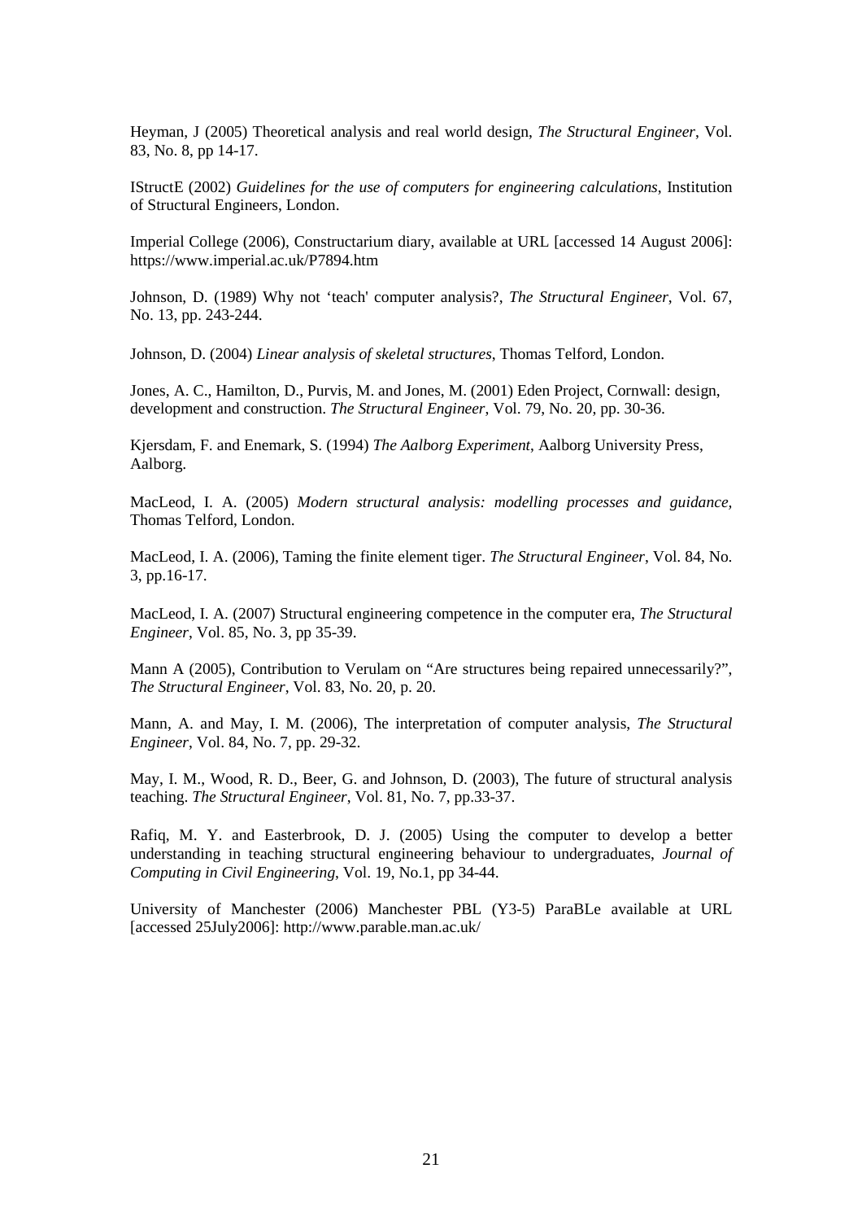Heyman, J (2005) Theoretical analysis and real world design, *The Structural Engineer*, Vol. 83, No. 8, pp 14-17.

IStructE (2002) *Guidelines for the use of computers for engineering calculations*, Institution of Structural Engineers, London.

Imperial College (2006), Constructarium diary, available at URL [accessed 14 August 2006]: https://www.imperial.ac.uk/P7894.htm

Johnson, D. (1989) Why not 'teach' computer analysis?, *The Structural Engineer*, Vol. 67, No. 13, pp. 243-244.

Johnson, D. (2004) *Linear analysis of skeletal structures*, Thomas Telford, London.

Jones, A. C., Hamilton, D., Purvis, M. and Jones, M. (2001) Eden Project, Cornwall: design, development and construction. *The Structural Engineer*, Vol. 79, No. 20, pp. 30-36.

Kjersdam, F. and Enemark, S. (1994) *The Aalborg Experiment*, Aalborg University Press, Aalborg.

MacLeod, I. A. (2005) *Modern structural analysis: modelling processes and guidance*, Thomas Telford, London.

MacLeod, I. A. (2006), Taming the finite element tiger. *The Structural Engineer*, Vol. 84, No. 3, pp.16-17.

MacLeod, I. A. (2007) Structural engineering competence in the computer era, *The Structural Engineer*, Vol. 85, No. 3, pp 35-39.

Mann A (2005), Contribution to Verulam on "Are structures being repaired unnecessarily?", *The Structural Engineer*, Vol. 83, No. 20, p. 20.

Mann, A. and May, I. M. (2006), The interpretation of computer analysis, *The Structural Engineer*, Vol. 84, No. 7, pp. 29-32.

May, I. M., Wood, R. D., Beer, G. and Johnson, D. (2003), The future of structural analysis teaching. *The Structural Engineer*, Vol. 81, No. 7, pp.33-37.

Rafiq, M. Y. and Easterbrook, D. J. (2005) Using the computer to develop a better understanding in teaching structural engineering behaviour to undergraduates, *Journal of Computing in Civil Engineering*, Vol. 19, No.1, pp 34-44.

University of Manchester (2006) Manchester PBL (Y3-5) ParaBLe available at URL [accessed 25July2006]: http://www.parable.man.ac.uk/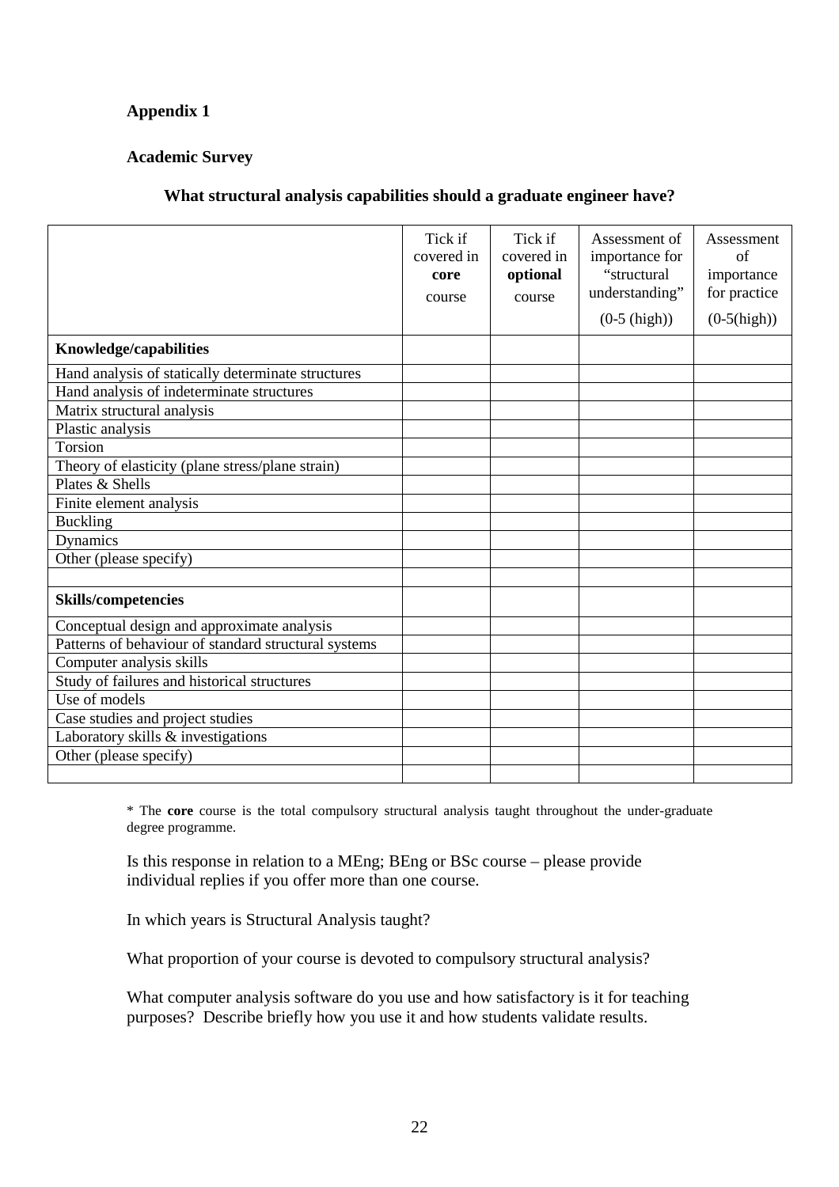**Appendix 1**

**Academic Survey**

**What structural analysis capabilities should a graduate engineer have?**

| | Tick if covered in **core** course | Tick if covered in **optional** course | Assessment of importance for "structural understanding" (0-5 (high)) | Assessment of importance for practice (0-5(high)) |
|---|---|---|---|---|
| **Knowledge/capabilities** | | | | |
| Hand analysis of statically determinate structures | | | | |
| Hand analysis of indeterminate structures | | | | |
| Matrix structural analysis | | | | |
| Plastic analysis | | | | |
| Torsion | | | | |
| Theory of elasticity (plane stress/plane strain) | | | | |
| Plates & Shells | | | | |
| Finite element analysis | | | | |
| Buckling | | | | |
| Dynamics | | | | |
| Other (please specify) | | | | |
| | | | | |
| **Skills/competencies** | | | | |
| Conceptual design and approximate analysis | | | | |
| Patterns of behaviour of standard structural systems | | | | |
| Computer analysis skills | | | | |
| Study of failures and historical structures | | | | |
| Use of models | | | | |
| Case studies and project studies | | | | |
| Laboratory skills & investigations | | | | |
| Other (please specify) | | | | |
| | | | | |

\* The **core** course is the total compulsory structural analysis taught throughout the under-graduate degree programme.

Is this response in relation to a MEng; BEng or BSc course – please provide individual replies if you offer more than one course.

In which years is Structural Analysis taught?

What proportion of your course is devoted to compulsory structural analysis?

What computer analysis software do you use and how satisfactory is it for teaching purposes? Describe briefly how you use it and how students validate results.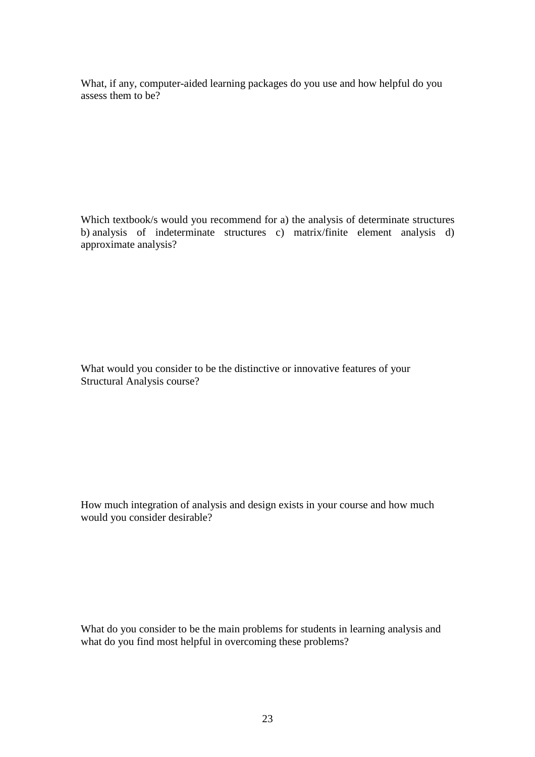What, if any, computer-aided learning packages do you use and how helpful do you assess them to be?

Which textbook/s would you recommend for a) the analysis of determinate structures b) analysis of indeterminate structures c) matrix/finite element analysis d) approximate analysis?

What would you consider to be the distinctive or innovative features of your Structural Analysis course?

How much integration of analysis and design exists in your course and how much would you consider desirable?

What do you consider to be the main problems for students in learning analysis and what do you find most helpful in overcoming these problems?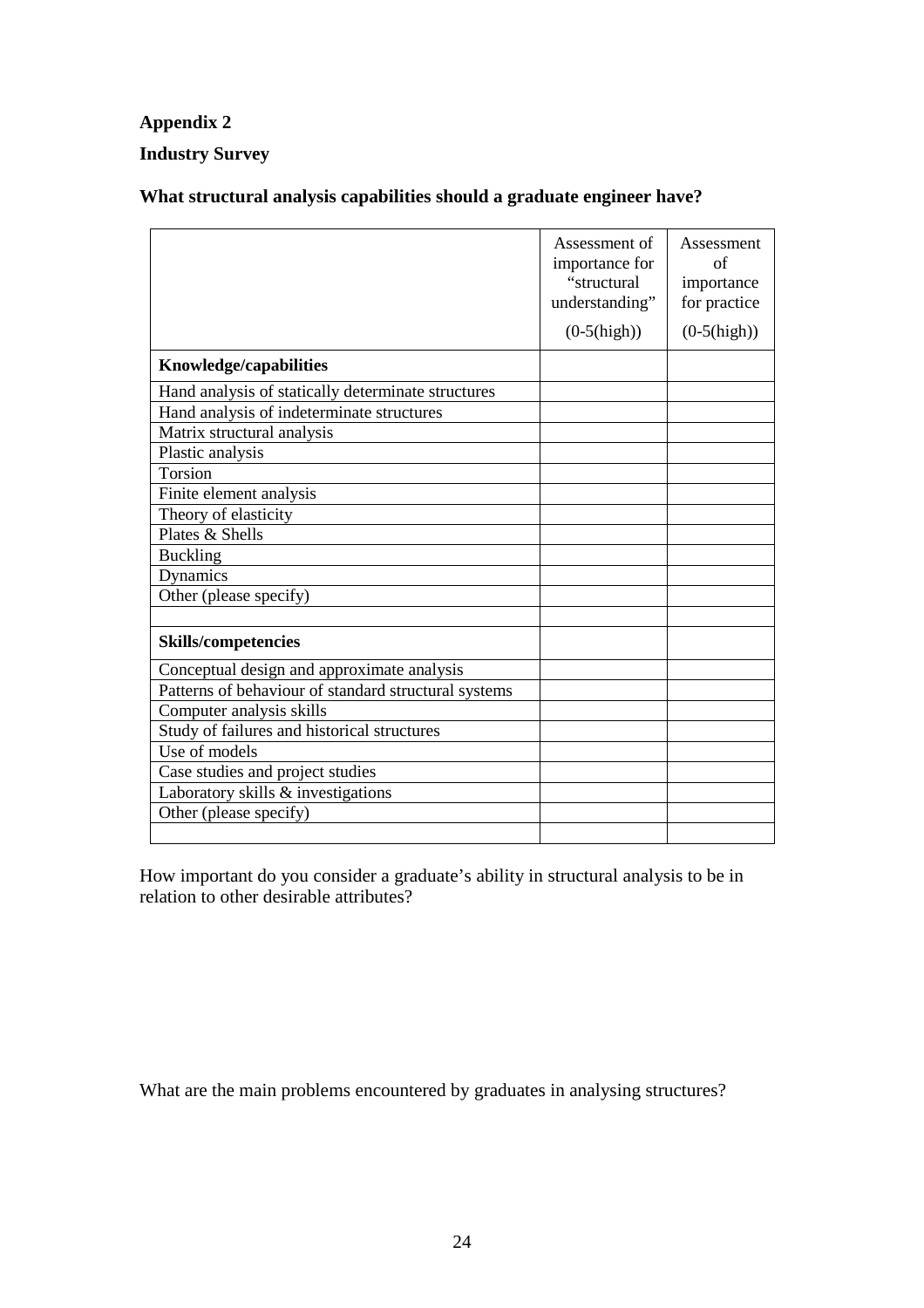**Appendix 2**

**Industry Survey**

**What structural analysis capabilities should a graduate engineer have?**

| | Assessment of importance for "structural understanding" (0-5(high)) | Assessment of importance for practice (0-5(high)) |
|---|---|---|
| **Knowledge/capabilities** | | |
| Hand analysis of statically determinate structures | | |
| Hand analysis of indeterminate structures | | |
| Matrix structural analysis | | |
| Plastic analysis | | |
| Torsion | | |
| Finite element analysis | | |
| Theory of elasticity | | |
| Plates & Shells | | |
| Buckling | | |
| Dynamics | | |
| Other (please specify) | | |
| | | |
| **Skills/competencies** | | |
| Conceptual design and approximate analysis | | |
| Patterns of behaviour of standard structural systems | | |
| Computer analysis skills | | |
| Study of failures and historical structures | | |
| Use of models | | |
| Case studies and project studies | | |
| Laboratory skills & investigations | | |
| Other (please specify) | | |
| | | |

How important do you consider a graduate's ability in structural analysis to be in relation to other desirable attributes?

What are the main problems encountered by graduates in analysing structures?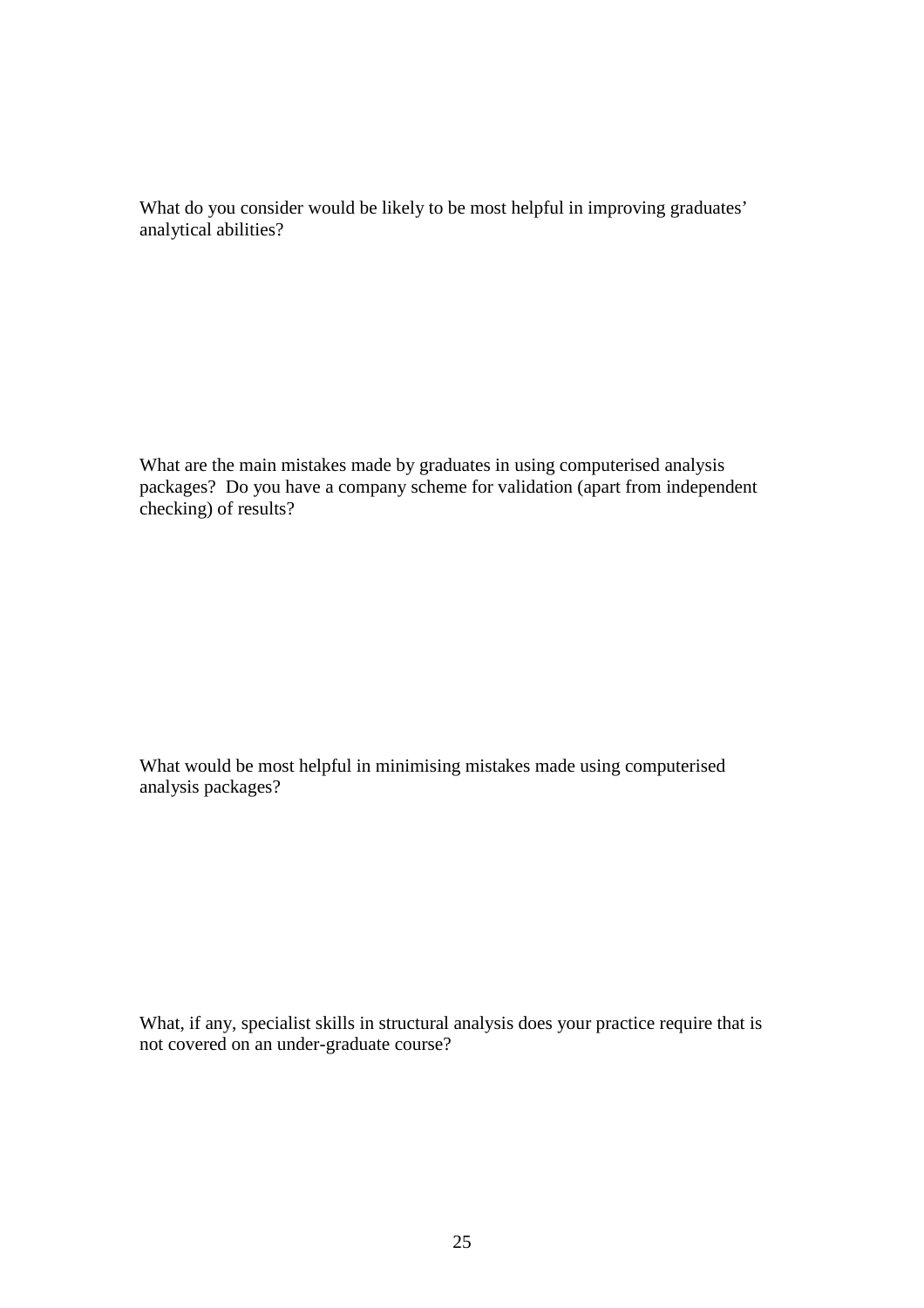What do you consider would be likely to be most helpful in improving graduates' analytical abilities?

What are the main mistakes made by graduates in using computerised analysis packages? Do you have a company scheme for validation (apart from independent checking) of results?

What would be most helpful in minimising mistakes made using computerised analysis packages?

What, if any, specialist skills in structural analysis does your practice require that is not covered on an under-graduate course?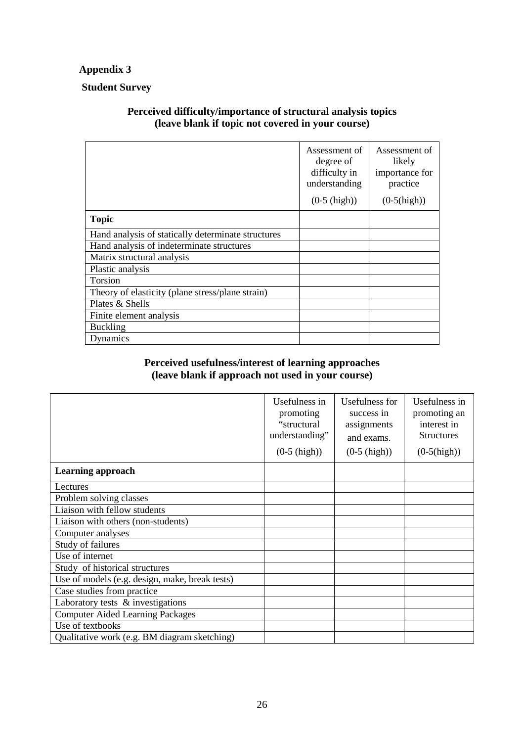## Appendix 3

### Student Survey

**Perceived difficulty/importance of structural analysis topics**
**(leave blank if topic not covered in your course)**

| | Assessment of degree of difficulty in understanding (0-5 (high)) | Assessment of likely importance for practice (0-5(high)) |
|---|---|---|
| **Topic** | | |
| Hand analysis of statically determinate structures | | |
| Hand analysis of indeterminate structures | | |
| Matrix structural analysis | | |
| Plastic analysis | | |
| Torsion | | |
| Theory of elasticity (plane stress/plane strain) | | |
| Plates & Shells | | |
| Finite element analysis | | |
| Buckling | | |
| Dynamics | | |

**Perceived usefulness/interest of learning approaches**
**(leave blank if approach not used in your course)**

| | Usefulness in promoting "structural understanding" (0-5 (high)) | Usefulness for success in assignments and exams. (0-5 (high)) | Usefulness in promoting an interest in Structures (0-5(high)) |
|---|---|---|---|
| **Learning approach** | | | |
| Lectures | | | |
| Problem solving classes | | | |
| Liaison with fellow students | | | |
| Liaison with others (non-students) | | | |
| Computer analyses | | | |
| Study of failures | | | |
| Use of internet | | | |
| Study of historical structures | | | |
| Use of models (e.g. design, make, break tests) | | | |
| Case studies from practice | | | |
| Laboratory tests & investigations | | | |
| Computer Aided Learning Packages | | | |
| Use of textbooks | | | |
| Qualitative work (e.g. BM diagram sketching) | | | |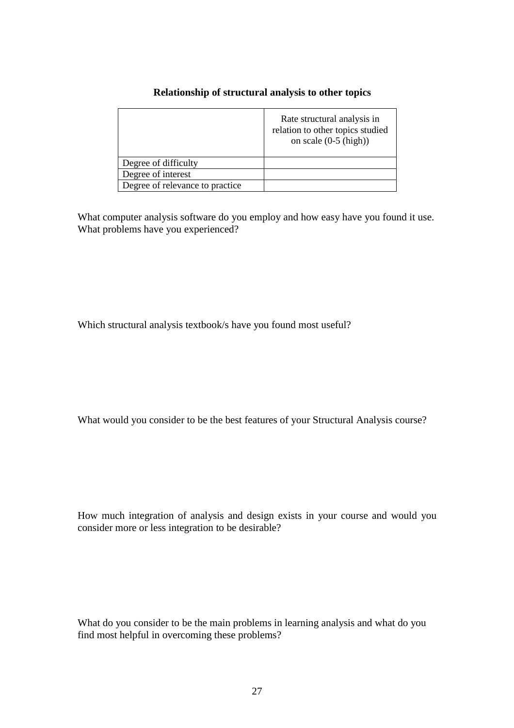**Relationship of structural analysis to other topics**

| | Rate structural analysis in relation to other topics studied on scale (0-5 (high)) |
|---|---|
| Degree of difficulty | |
| Degree of interest | |
| Degree of relevance to practice | |

What computer analysis software do you employ and how easy have you found it use. What problems have you experienced?

Which structural analysis textbook/s have you found most useful?

What would you consider to be the best features of your Structural Analysis course?

How much integration of analysis and design exists in your course and would you consider more or less integration to be desirable?

What do you consider to be the main problems in learning analysis and what do you find most helpful in overcoming these problems?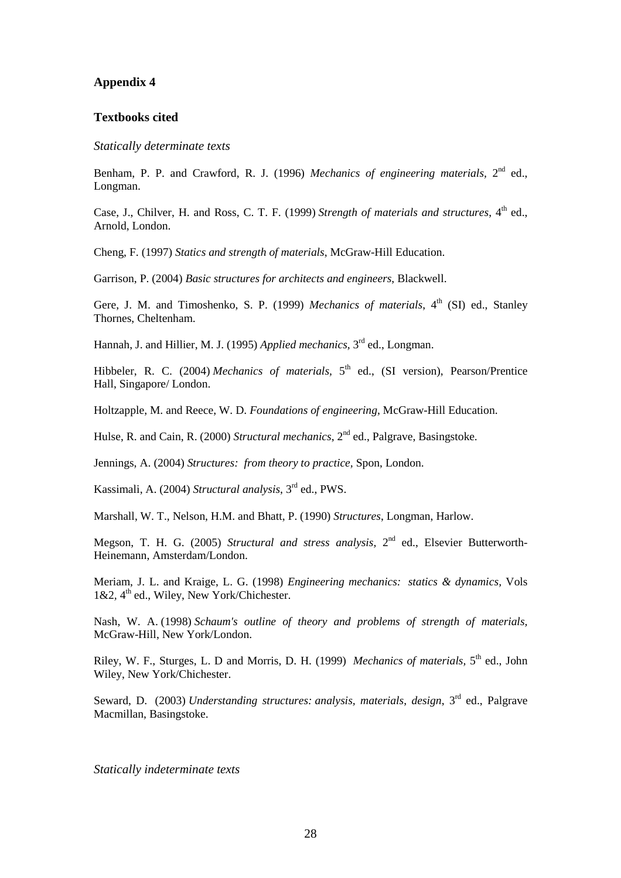## Appendix 4

### Textbooks cited

*Statically determinate texts*

Benham, P. P. and Crawford, R. J. (1996) *Mechanics of engineering materials*, 2nd ed., Longman.

Case, J., Chilver, H. and Ross, C. T. F. (1999) *Strength of materials and structures*, 4th ed., Arnold, London.

Cheng, F. (1997) *Statics and strength of materials*, McGraw-Hill Education.

Garrison, P. (2004) *Basic structures for architects and engineers*, Blackwell.

Gere, J. M. and Timoshenko, S. P. (1999) *Mechanics of materials*, 4th (SI) ed., Stanley Thornes, Cheltenham.

Hannah, J. and Hillier, M. J. (1995) *Applied mechanics*, 3rd ed., Longman.

Hibbeler, R. C. (2004) *Mechanics of materials*, 5th ed., (SI version), Pearson/Prentice Hall, Singapore/ London.

Holtzapple, M. and Reece, W. D. *Foundations of engineering*, McGraw-Hill Education.

Hulse, R. and Cain, R. (2000) *Structural mechanics*, 2nd ed., Palgrave, Basingstoke.

Jennings, A. (2004) *Structures: from theory to practice*, Spon, London.

Kassimali, A. (2004) *Structural analysis*, 3rd ed., PWS.

Marshall, W. T., Nelson, H.M. and Bhatt, P. (1990) *Structures*, Longman, Harlow.

Megson, T. H. G. (2005) *Structural and stress analysis*, 2nd ed., Elsevier Butterworth-Heinemann, Amsterdam/London.

Meriam, J. L. and Kraige, L. G. (1998) *Engineering mechanics: statics & dynamics*, Vols 1&2, 4th ed., Wiley, New York/Chichester.

Nash, W. A. (1998) *Schaum's outline of theory and problems of strength of materials*, McGraw-Hill, New York/London.

Riley, W. F., Sturges, L. D and Morris, D. H. (1999) *Mechanics of materials*, 5th ed., John Wiley, New York/Chichester.

Seward, D. (2003) *Understanding structures: analysis, materials, design*, 3rd ed., Palgrave Macmillan, Basingstoke.

*Statically indeterminate texts*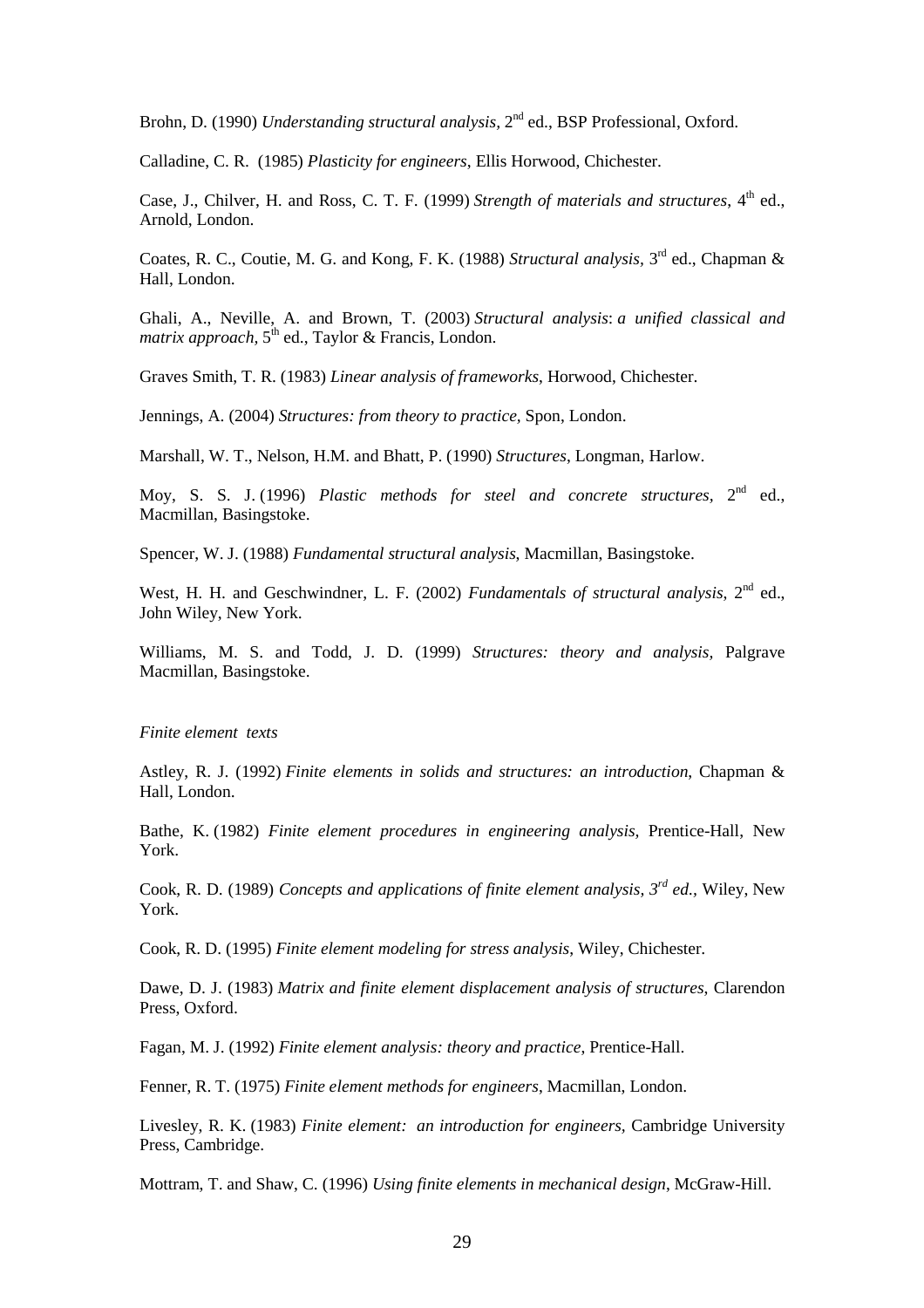Brohn, D. (1990) *Understanding structural analysis*, 2nd ed., BSP Professional, Oxford.

Calladine, C. R. (1985) *Plasticity for engineers*, Ellis Horwood, Chichester.

Case, J., Chilver, H. and Ross, C. T. F. (1999) *Strength of materials and structures*, 4th ed., Arnold, London.

Coates, R. C., Coutie, M. G. and Kong, F. K. (1988) *Structural analysis*, 3rd ed., Chapman & Hall, London.

Ghali, A., Neville, A. and Brown, T. (2003) *Structural analysis*: *a unified classical and matrix approach*, 5th ed., Taylor & Francis, London.

Graves Smith, T. R. (1983) *Linear analysis of frameworks*, Horwood, Chichester.

Jennings, A. (2004) *Structures: from theory to practice*, Spon, London.

Marshall, W. T., Nelson, H.M. and Bhatt, P. (1990) *Structures*, Longman, Harlow.

Moy, S. S. J. (1996) *Plastic methods for steel and concrete structures*, 2nd ed., Macmillan, Basingstoke.

Spencer, W. J. (1988) *Fundamental structural analysis*, Macmillan, Basingstoke.

West, H. H. and Geschwindner, L. F. (2002) *Fundamentals of structural analysis*, 2nd ed., John Wiley, New York.

Williams, M. S. and Todd, J. D. (1999) *Structures: theory and analysis*, Palgrave Macmillan, Basingstoke.

*Finite element texts*

Astley, R. J. (1992) *Finite elements in solids and structures: an introduction*, Chapman & Hall, London.

Bathe, K. (1982) *Finite element procedures in engineering analysis*, Prentice-Hall, New York.

Cook, R. D. (1989) *Concepts and applications of finite element analysis, 3rd ed.*, Wiley, New York.

Cook, R. D. (1995) *Finite element modeling for stress analysis*, Wiley, Chichester.

Dawe, D. J. (1983) *Matrix and finite element displacement analysis of structures*, Clarendon Press, Oxford.

Fagan, M. J. (1992) *Finite element analysis: theory and practice*, Prentice-Hall.

Fenner, R. T. (1975) *Finite element methods for engineers*, Macmillan, London.

Livesley, R. K. (1983) *Finite element: an introduction for engineers*, Cambridge University Press, Cambridge.

Mottram, T. and Shaw, C. (1996) *Using finite elements in mechanical design*, McGraw-Hill.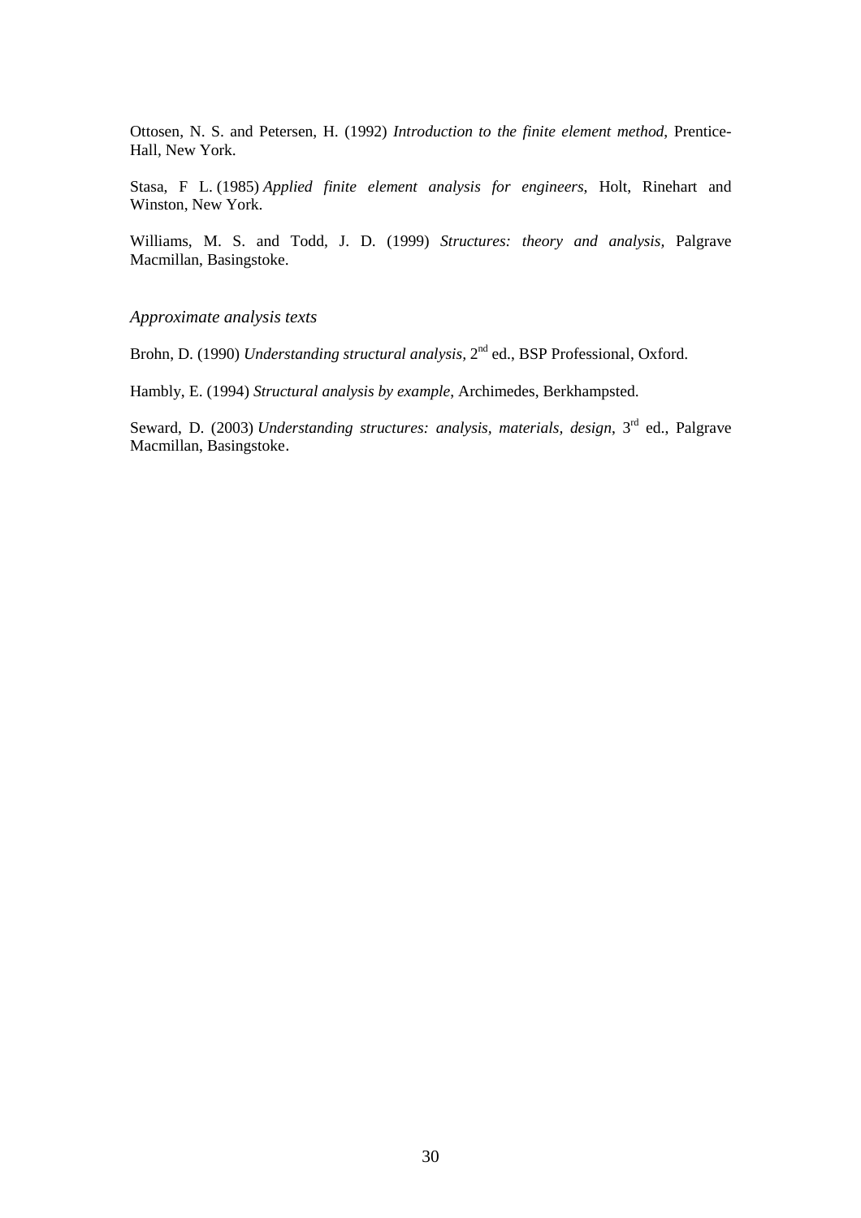Ottosen, N. S. and Petersen, H. (1992) *Introduction to the finite element method*, Prentice-Hall, New York.

Stasa, F L. (1985) *Applied finite element analysis for engineers*, Holt, Rinehart and Winston, New York.

Williams, M. S. and Todd, J. D. (1999) *Structures: theory and analysis,* Palgrave Macmillan, Basingstoke.

### *Approximate analysis texts*

Brohn, D. (1990) *Understanding structural analysis*, 2nd ed., BSP Professional, Oxford.

Hambly, E. (1994) *Structural analysis by example*, Archimedes, Berkhampsted.

Seward, D. (2003) *Understanding structures: analysis, materials, design*, 3rd ed., Palgrave Macmillan, Basingstoke.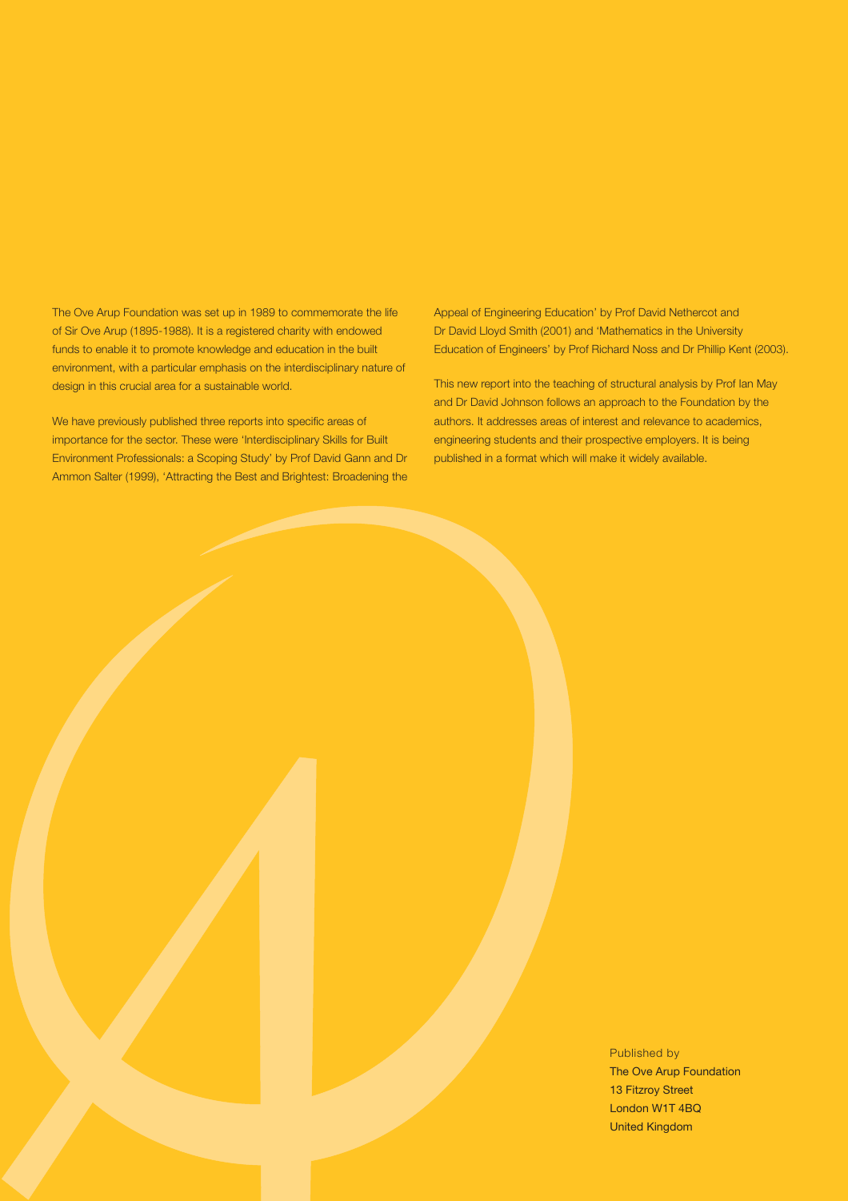The Ove Arup Foundation was set up in 1989 to commemorate the life of Sir Ove Arup (1895-1988). It is a registered charity with endowed funds to enable it to promote knowledge and education in the built environment, with a particular emphasis on the interdisciplinary nature of design in this crucial area for a sustainable world.

We have previously published three reports into specific areas of importance for the sector. These were 'Interdisciplinary Skills for Built Environment Professionals: a Scoping Study' by Prof David Gann and Dr Ammon Salter (1999), 'Attracting the Best and Brightest: Broadening the Appeal of Engineering Education' by Prof David Nethercot and Dr David Lloyd Smith (2001) and 'Mathematics in the University Education of Engineers' by Prof Richard Noss and Dr Phillip Kent (2003).

This new report into the teaching of structural analysis by Prof Ian May and Dr David Johnson follows an approach to the Foundation by the authors. It addresses areas of interest and relevance to academics, engineering students and their prospective employers. It is being published in a format which will make it widely available.

Published by
The Ove Arup Foundation
13 Fitzroy Street
London W1T 4BQ
United Kingdom